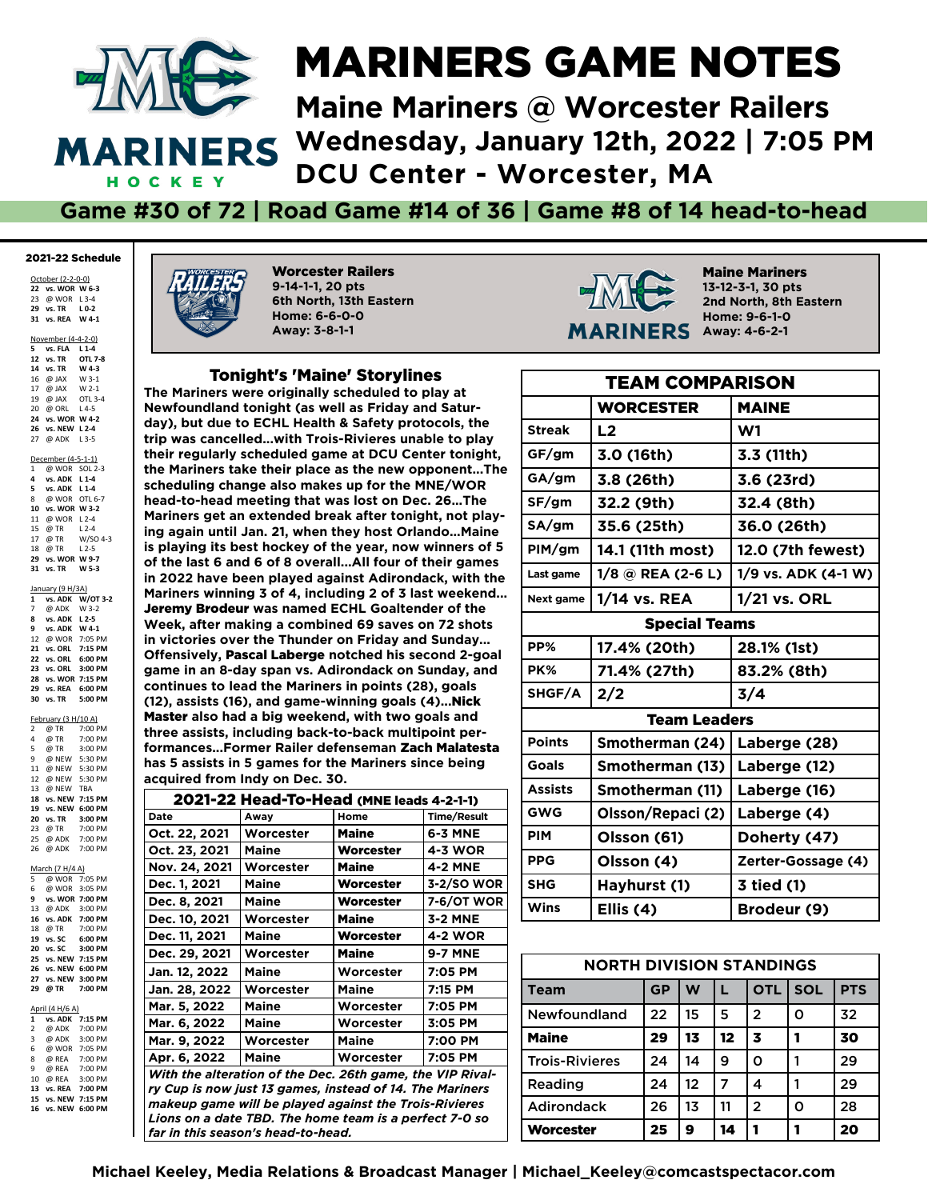# MARINERS GAME NOTES

## Maine Mariners @ Worcester Railers

## Wednesday, January 12th, 2022 | 7:05 PM

## DCU Center - Worcester, MA

**Game #30 of 72 | Road Game #14 of 36 | Game #8 of 14 head-to-head**

### 2021-22 Schedule

October (2-2-0-0)
**22 vs. WOR W 6-3**
23 @ WOR L 3-4
**29 vs. TR L 0-2**
**31 vs. REA W 4-1**

November (4-4-2-0)
**5 vs. FLA L 1-4**
**12 vs. TR OTL 7-8**
**14 vs. TR W 4-3**
16 @ JAX W 3-1
17 @ JAX W 2-1
19 @ JAX OTL 3-4
20 @ ORL L 4-5
**24 vs. WOR W 4-2**
**26 vs. NEW L 2-4**
27 @ ADK L 3-5

December (4-5-1-1)
1 @ WOR SOL 2-3
**4 vs. ADK L 1-4**
**5 vs. ADK L 1-4**
8 @ WOR OTL 6-7
**10 vs. WOR W 3-2**
11 @ WOR L 2-4
15 @ TR L 2-4
17 @ TR W/SO 4-3
18 @ TR L 2-5
**29 vs. WOR W 9-7**
**31 vs. TR W 5-3**

January (9 H/3A)
**1 vs. ADK W/OT 3-2**
7 @ ADK W 3-2
**8 vs. ADK L 2-5**
**9 vs. ADK W 4-1**
12 @ WOR 7:05 PM
**21 vs. ORL 7:15 PM**
**22 vs. ORL 6:00 PM**
**23 vs. ORL 3:00 PM**
**28 vs. WOR 7:15 PM**
**29 vs. REA 6:00 PM**
**30 vs. TR 5:00 PM**

February (3 H/10 A)
2 @ TR 7:00 PM
4 @ TR 7:00 PM
5 @ TR 3:00 PM
9 @ NEW 5:30 PM
11 @ NEW 5:30 PM
12 @ NEW 5:30 PM
13 @ NEW TBA
**18 vs. NEW 7:15 PM**
**19 vs. NEW 6:00 PM**
**20 vs. TR 3:00 PM**
23 @ TR 7:00 PM
25 @ ADK 7:00 PM
26 @ ADK 7:00 PM

March (7 H/4 A)
5 @ WOR 7:05 PM
6 @ WOR 3:05 PM
**9 vs. WOR 7:00 PM**
13 @ ADK 3:00 PM
**16 vs. ADK 7:00 PM**
18 @ TR 7:00 PM
**19 vs. SC 6:00 PM**
**20 vs. SC 3:00 PM**
**25 vs. NEW 7:15 PM**
**26 vs. NEW 6:00 PM**
**27 vs. NEW 3:00 PM**
**29 @ TR 7:00 PM**

April (4 H/6 A)
**1 vs. ADK 7:15 PM**
2 @ ADK 7:00 PM
3 @ ADK 3:00 PM
6 @ WOR 7:05 PM
8 @ REA 7:00 PM
9 @ REA 7:00 PM
10 @ REA 3:00 PM
**13 vs. REA 7:00 PM**
**15 vs. NEW 7:15 PM**
**16 vs. NEW 6:00 PM**

**Worcester Railers**
9-14-1-1, 20 pts
6th North, 13th Eastern
Home: 6-6-0-0
Away: 3-8-1-1

**Maine Mariners**
13-12-3-1, 30 pts
2nd North, 8th Eastern
Home: 9-6-1-0
Away: 4-6-2-1

### Tonight's 'Maine' Storylines

The Mariners were originally scheduled to play at Newfoundland tonight (as well as Friday and Saturday), but due to ECHL Health & Safety protocols, the trip was cancelled...with Trois-Rivieres unable to play their regularly scheduled game at DCU Center tonight, the Mariners take their place as the new opponent...The scheduling change also makes up for the MNE/WOR head-to-head meeting that was lost on Dec. 26...The Mariners get an extended break after tonight, not playing again until Jan. 21, when they host Orlando...Maine is playing its best hockey of the year, now winners of 5 of the last 6 and 6 of 8 overall...All four of their games in 2022 have been played against Adirondack, with the Mariners winning 3 of 4, including 2 of 3 last weekend... **Jeremy Brodeur** was named ECHL Goaltender of the Week, after making a combined 69 saves on 72 shots in victories over the Thunder on Friday and Sunday... Offensively, **Pascal Laberge** notched his second 2-goal game in an 8-day span vs. Adirondack on Sunday, and continues to lead the Mariners in points (28), goals (12), assists (16), and game-winning goals (4)...**Nick Master** also had a big weekend, with two goals and three assists, including back-to-back multipoint performances...Former Railer defenseman **Zach Malatesta** has 5 assists in 5 games for the Mariners since being acquired from Indy on Dec. 30.

### 2021-22 Head-To-Head (MNE leads 4-2-1-1)

| Date | Away | Home | Time/Result |
|---|---|---|---|
| Oct. 22, 2021 | Worcester | **Maine** | 6-3 MNE |
| Oct. 23, 2021 | Maine | **Worcester** | 4-3 WOR |
| Nov. 24, 2021 | Worcester | **Maine** | 4-2 MNE |
| Dec. 1, 2021 | Maine | **Worcester** | 3-2/SO WOR |
| Dec. 8, 2021 | Maine | **Worcester** | 7-6/OT WOR |
| Dec. 10, 2021 | Worcester | **Maine** | 3-2 MNE |
| Dec. 11, 2021 | Maine | **Worcester** | 4-2 WOR |
| Dec. 29, 2021 | Worcester | **Maine** | 9-7 MNE |
| Jan. 12, 2022 | Maine | Worcester | 7:05 PM |
| Jan. 28, 2022 | Worcester | Maine | 7:15 PM |
| Mar. 5, 2022 | Maine | Worcester | 7:05 PM |
| Mar. 6, 2022 | Maine | Worcester | 3:05 PM |
| Mar. 9, 2022 | Worcester | Maine | 7:00 PM |
| Apr. 6, 2022 | Maine | Worcester | 7:05 PM |

*With the alteration of the Dec. 26th game, the VIP Rivalry Cup is now just 13 games, instead of 14. The Mariners makeup game will be played against the Trois-Rivieres Lions on a date TBD. The home team is a perfect 7-0 so far in this season's head-to-head.*

### TEAM COMPARISON

| | WORCESTER | MAINE |
|---|---|---|
| Streak | L2 | W1 |
| GF/gm | 3.0 (16th) | 3.3 (11th) |
| GA/gm | 3.8 (26th) | 3.6 (23rd) |
| SF/gm | 32.2 (9th) | 32.4 (8th) |
| SA/gm | 35.6 (25th) | 36.0 (26th) |
| PIM/gm | 14.1 (11th most) | 12.0 (7th fewest) |
| Last game | 1/8 @ REA (2-6 L) | 1/9 vs. ADK (4-1 W) |
| Next game | 1/14 vs. REA | 1/21 vs. ORL |
| **Special Teams** | | |
| PP% | 17.4% (20th) | 28.1% (1st) |
| PK% | 71.4% (27th) | 83.2% (8th) |
| SHGF/A | 2/2 | 3/4 |
| **Team Leaders** | | |
| Points | Smotherman (24) | Laberge (28) |
| Goals | Smotherman (13) | Laberge (12) |
| Assists | Smotherman (11) | Laberge (16) |
| GWG | Olsson/Repaci (2) | Laberge (4) |
| PIM | Olsson (61) | Doherty (47) |
| PPG | Olsson (4) | Zerter-Gossage (4) |
| SHG | Hayhurst (1) | 3 tied (1) |
| Wins | Ellis (4) | Brodeur (9) |

### NORTH DIVISION STANDINGS

| Team | GP | W | L | OTL | SOL | PTS |
|---|---|---|---|---|---|---|
| Newfoundland | 22 | 15 | 5 | 2 | 0 | 32 |
| **Maine** | **29** | **13** | **12** | **3** | **1** | **30** |
| Trois-Rivieres | 24 | 14 | 9 | 0 | 1 | 29 |
| Reading | 24 | 12 | 7 | 4 | 1 | 29 |
| Adirondack | 26 | 13 | 11 | 2 | 0 | 28 |
| **Worcester** | **25** | **9** | **14** | **1** | **1** | **20** |

Michael Keeley, Media Relations & Broadcast Manager | Michael_Keeley@comcastspectacor.com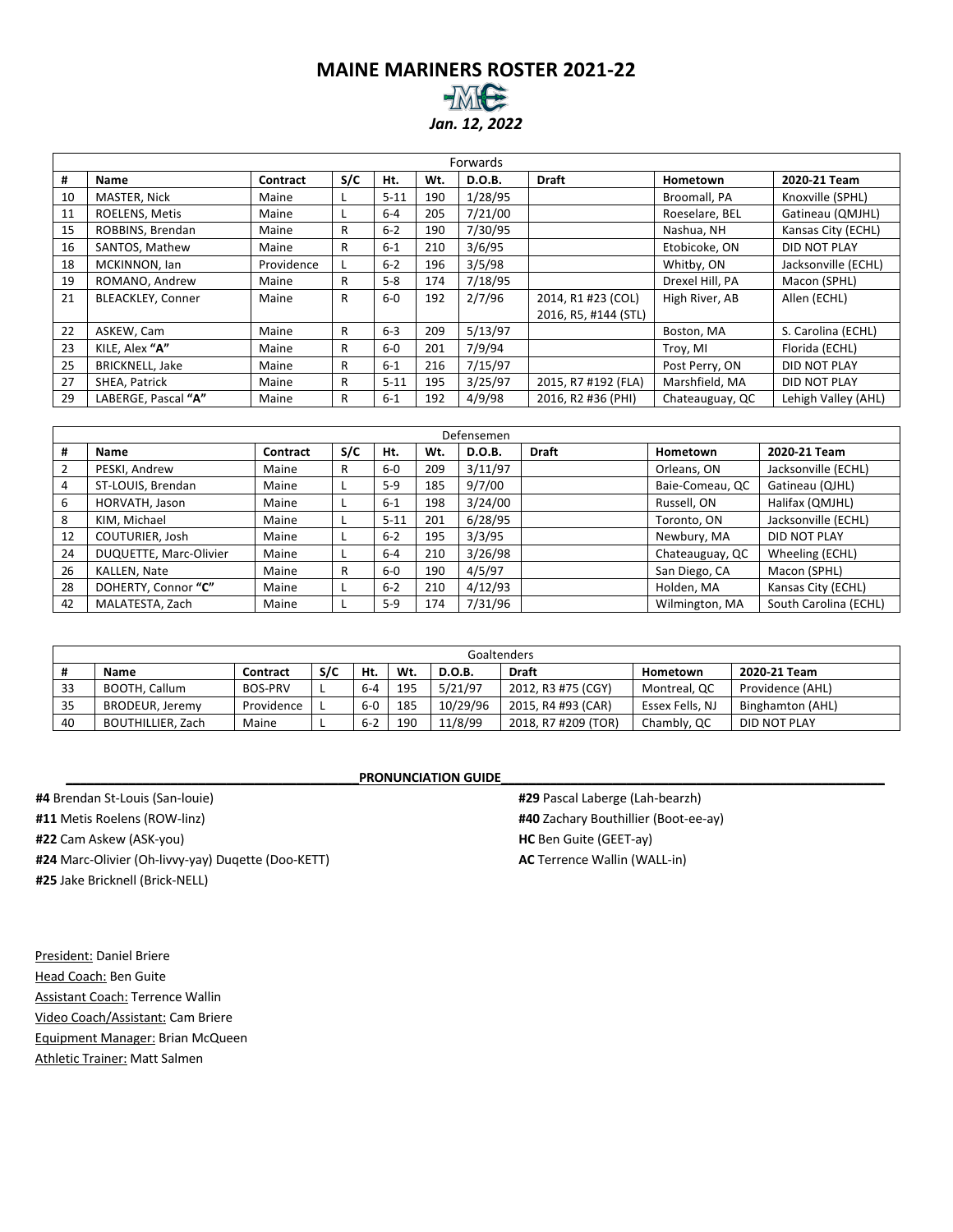# MAINE MARINERS ROSTER 2021-22

***Jan. 12, 2022***

| Forwards | | | | | | | | | |
|---|---|---|---|---|---|---|---|---|---|
| **#** | **Name** | **Contract** | **S/C** | **Ht.** | **Wt.** | **D.O.B.** | **Draft** | **Hometown** | **2020-21 Team** |
| 10 | MASTER, Nick | Maine | L | 5-11 | 190 | 1/28/95 | | Broomall, PA | Knoxville (SPHL) |
| 11 | ROELENS, Metis | Maine | L | 6-4 | 205 | 7/21/00 | | Roeselare, BEL | Gatineau (QMJHL) |
| 15 | ROBBINS, Brendan | Maine | R | 6-2 | 190 | 7/30/95 | | Nashua, NH | Kansas City (ECHL) |
| 16 | SANTOS, Mathew | Maine | R | 6-1 | 210 | 3/6/95 | | Etobicoke, ON | DID NOT PLAY |
| 18 | MCKINNON, Ian | Providence | L | 6-2 | 196 | 3/5/98 | | Whitby, ON | Jacksonville (ECHL) |
| 19 | ROMANO, Andrew | Maine | R | 5-8 | 174 | 7/18/95 | | Drexel Hill, PA | Macon (SPHL) |
| 21 | BLEACKLEY, Conner | Maine | R | 6-0 | 192 | 2/7/96 | 2014, R1 #23 (COL) 2016, R5, #144 (STL) | High River, AB | Allen (ECHL) |
| 22 | ASKEW, Cam | Maine | R | 6-3 | 209 | 5/13/97 | | Boston, MA | S. Carolina (ECHL) |
| 23 | KILE, Alex **"A"** | Maine | R | 6-0 | 201 | 7/9/94 | | Troy, MI | Florida (ECHL) |
| 25 | BRICKNELL, Jake | Maine | R | 6-1 | 216 | 7/15/97 | | Post Perry, ON | DID NOT PLAY |
| 27 | SHEA, Patrick | Maine | R | 5-11 | 195 | 3/25/97 | 2015, R7 #192 (FLA) | Marshfield, MA | DID NOT PLAY |
| 29 | LABERGE, Pascal **"A"** | Maine | R | 6-1 | 192 | 4/9/98 | 2016, R2 #36 (PHI) | Chateauguay, QC | Lehigh Valley (AHL) |

| Defensemen | | | | | | | | | |
|---|---|---|---|---|---|---|---|---|---|
| **#** | **Name** | **Contract** | **S/C** | **Ht.** | **Wt.** | **D.O.B.** | **Draft** | **Hometown** | **2020-21 Team** |
| 2 | PESKI, Andrew | Maine | R | 6-0 | 209 | 3/11/97 | | Orleans, ON | Jacksonville (ECHL) |
| 4 | ST-LOUIS, Brendan | Maine | L | 5-9 | 185 | 9/7/00 | | Baie-Comeau, QC | Gatineau (QJHL) |
| 6 | HORVATH, Jason | Maine | L | 6-1 | 198 | 3/24/00 | | Russell, ON | Halifax (QMJHL) |
| 8 | KIM, Michael | Maine | L | 5-11 | 201 | 6/28/95 | | Toronto, ON | Jacksonville (ECHL) |
| 12 | COUTURIER, Josh | Maine | L | 6-2 | 195 | 3/3/95 | | Newbury, MA | DID NOT PLAY |
| 24 | DUQUETTE, Marc-Olivier | Maine | L | 6-4 | 210 | 3/26/98 | | Chateauguay, QC | Wheeling (ECHL) |
| 26 | KALLEN, Nate | Maine | R | 6-0 | 190 | 4/5/97 | | San Diego, CA | Macon (SPHL) |
| 28 | DOHERTY, Connor **"C"** | Maine | L | 6-2 | 210 | 4/12/93 | | Holden, MA | Kansas City (ECHL) |
| 42 | MALATESTA, Zach | Maine | L | 5-9 | 174 | 7/31/96 | | Wilmington, MA | South Carolina (ECHL) |

| Goaltenders | | | | | | | | | |
|---|---|---|---|---|---|---|---|---|---|
| **#** | **Name** | **Contract** | **S/C** | **Ht.** | **Wt.** | **D.O.B.** | **Draft** | **Hometown** | **2020-21 Team** |
| 33 | BOOTH, Callum | BOS-PRV | L | 6-4 | 195 | 5/21/97 | 2012, R3 #75 (CGY) | Montreal, QC | Providence (AHL) |
| 35 | BRODEUR, Jeremy | Providence | L | 6-0 | 185 | 10/29/96 | 2015, R4 #93 (CAR) | Essex Fells, NJ | Binghamton (AHL) |
| 40 | BOUTHILLIER, Zach | Maine | L | 6-2 | 190 | 11/8/99 | 2018, R7 #209 (TOR) | Chambly, QC | DID NOT PLAY |

## PRONUNCIATION GUIDE

**#4** Brendan St-Louis (San-louie)
**#11** Metis Roelens (ROW-linz)
**#22** Cam Askew (ASK-you)
**#24** Marc-Olivier (Oh-livvy-yay) Duqette (Doo-KETT)
**#25** Jake Bricknell (Brick-NELL)
**#29** Pascal Laberge (Lah-bearzh)
**#40** Zachary Bouthillier (Boot-ee-ay)
**HC** Ben Guite (GEET-ay)
**AC** Terrence Wallin (WALL-in)

President: Daniel Briere
Head Coach: Ben Guite
Assistant Coach: Terrence Wallin
Video Coach/Assistant: Cam Briere
Equipment Manager: Brian McQueen
Athletic Trainer: Matt Salmen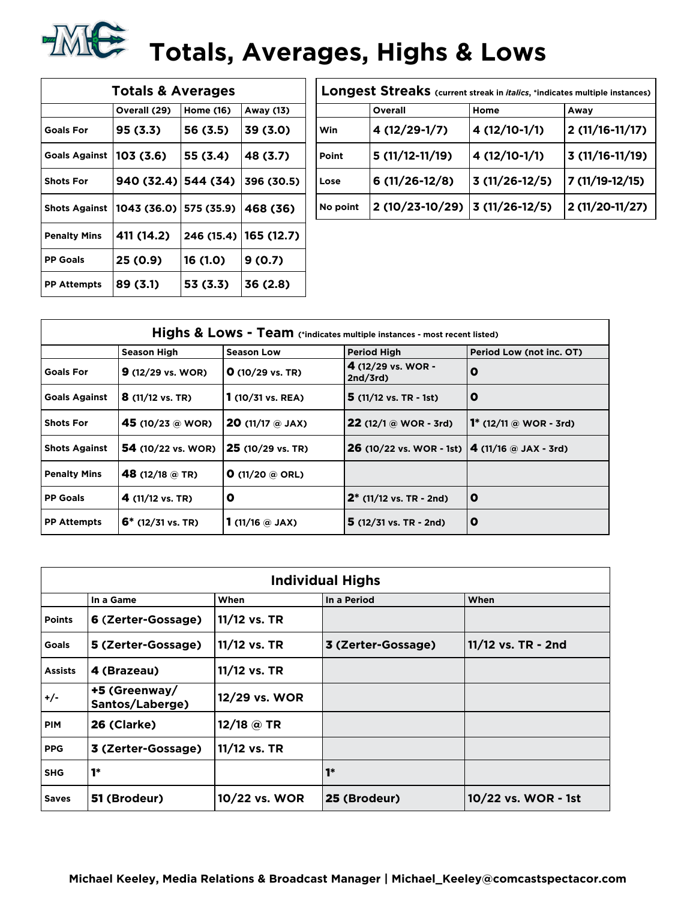# Totals, Averages, Highs & Lows

| Totals & Averages | | | |
|---|---|---|---|
| | Overall (29) | Home (16) | Away (13) |
| Goals For | 95 (3.3) | 56 (3.5) | 39 (3.0) |
| Goals Against | 103 (3.6) | 55 (3.4) | 48 (3.7) |
| Shots For | 940 (32.4) | 544 (34) | 396 (30.5) |
| Shots Against | 1043 (36.0) | 575 (35.9) | 468 (36) |
| Penalty Mins | 411 (14.2) | 246 (15.4) | 165 (12.7) |
| PP Goals | 25 (0.9) | 16 (1.0) | 9 (0.7) |
| PP Attempts | 89 (3.1) | 53 (3.3) | 36 (2.8) |

| Longest Streaks (current streak in *italics*, *indicates multiple instances) | | | |
|---|---|---|---|
| | Overall | Home | Away |
| Win | 4 (12/29-1/7) | 4 (12/10-1/1) | 2 (11/16-11/17) |
| Point | 5 (11/12-11/19) | 4 (12/10-1/1) | 3 (11/16-11/19) |
| Lose | 6 (11/26-12/8) | 3 (11/26-12/5) | 7 (11/19-12/15) |
| No point | 2 (10/23-10/29) | 3 (11/26-12/5) | 2 (11/20-11/27) |

| Highs & Lows - Team (*indicates multiple instances - most recent listed) | | | | |
|---|---|---|---|---|
| | Season High | Season Low | Period High | Period Low (not inc. OT) |
| Goals For | **9** (12/29 vs. WOR) | **0** (10/29 vs. TR) | **4** (12/29 vs. WOR - 2nd/3rd) | **0** |
| Goals Against | **8** (11/12 vs. TR) | **1** (10/31 vs. REA) | **5** (11/12 vs. TR - 1st) | **0** |
| Shots For | **45** (10/23 @ WOR) | **20** (11/17 @ JAX) | **22** (12/1 @ WOR - 3rd) | **1*** (12/11 @ WOR - 3rd) |
| Shots Against | **54** (10/22 vs. WOR) | **25** (10/29 vs. TR) | **26** (10/22 vs. WOR - 1st) | **4** (11/16 @ JAX - 3rd) |
| Penalty Mins | **48** (12/18 @ TR) | **0** (11/20 @ ORL) | | |
| PP Goals | **4** (11/12 vs. TR) | **0** | **2*** (11/12 vs. TR - 2nd) | **0** |
| PP Attempts | **6*** (12/31 vs. TR) | **1** (11/16 @ JAX) | **5** (12/31 vs. TR - 2nd) | **0** |

| Individual Highs | | | | |
|---|---|---|---|---|
| | In a Game | When | In a Period | When |
| Points | 6 (Zerter-Gossage) | 11/12 vs. TR | | |
| Goals | 5 (Zerter-Gossage) | 11/12 vs. TR | 3 (Zerter-Gossage) | 11/12 vs. TR - 2nd |
| Assists | 4 (Brazeau) | 11/12 vs. TR | | |
| +/- | +5 (Greenway/ Santos/Laberge) | 12/29 vs. WOR | | |
| PIM | 26 (Clarke) | 12/18 @ TR | | |
| PPG | 3 (Zerter-Gossage) | 11/12 vs. TR | | |
| SHG | 1* | | 1* | |
| Saves | 51 (Brodeur) | 10/22 vs. WOR | 25 (Brodeur) | 10/22 vs. WOR - 1st |

Michael Keeley, Media Relations & Broadcast Manager | Michael_Keeley@comcastspectacor.com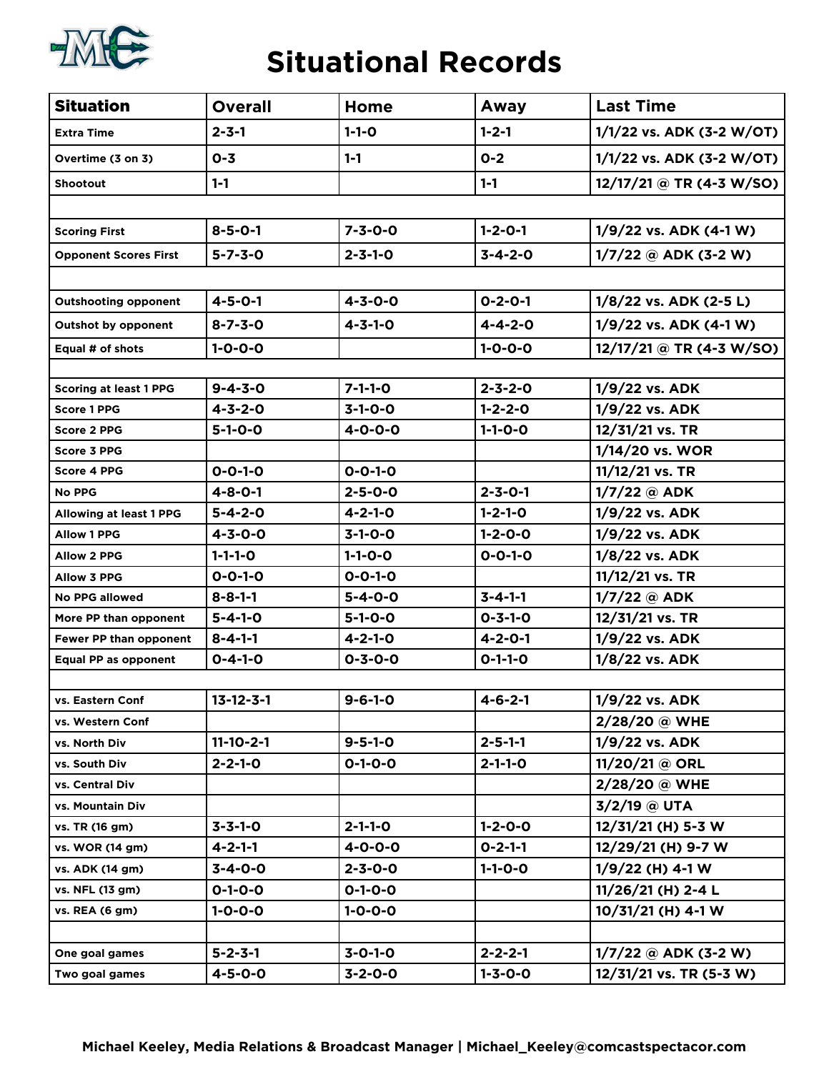# Situational Records

| Situation | Overall | Home | Away | Last Time |
|---|---|---|---|---|
| Extra Time | 2-3-1 | 1-1-0 | 1-2-1 | 1/1/22 vs. ADK (3-2 W/OT) |
| Overtime (3 on 3) | 0-3 | 1-1 | 0-2 | 1/1/22 vs. ADK (3-2 W/OT) |
| Shootout | 1-1 | | 1-1 | 12/17/21 @ TR (4-3 W/SO) |
| | | | | |
| Scoring First | 8-5-0-1 | 7-3-0-0 | 1-2-0-1 | 1/9/22 vs. ADK (4-1 W) |
| Opponent Scores First | 5-7-3-0 | 2-3-1-0 | 3-4-2-0 | 1/7/22 @ ADK (3-2 W) |
| | | | | |
| Outshooting opponent | 4-5-0-1 | 4-3-0-0 | 0-2-0-1 | 1/8/22 vs. ADK (2-5 L) |
| Outshot by opponent | 8-7-3-0 | 4-3-1-0 | 4-4-2-0 | 1/9/22 vs. ADK (4-1 W) |
| Equal # of shots | 1-0-0-0 | | 1-0-0-0 | 12/17/21 @ TR (4-3 W/SO) |
| | | | | |
| Scoring at least 1 PPG | 9-4-3-0 | 7-1-1-0 | 2-3-2-0 | 1/9/22 vs. ADK |
| Score 1 PPG | 4-3-2-0 | 3-1-0-0 | 1-2-2-0 | 1/9/22 vs. ADK |
| Score 2 PPG | 5-1-0-0 | 4-0-0-0 | 1-1-0-0 | 12/31/21 vs. TR |
| Score 3 PPG | | | | 1/14/20 vs. WOR |
| Score 4 PPG | 0-0-1-0 | 0-0-1-0 | | 11/12/21 vs. TR |
| No PPG | 4-8-0-1 | 2-5-0-0 | 2-3-0-1 | 1/7/22 @ ADK |
| Allowing at least 1 PPG | 5-4-2-0 | 4-2-1-0 | 1-2-1-0 | 1/9/22 vs. ADK |
| Allow 1 PPG | 4-3-0-0 | 3-1-0-0 | 1-2-0-0 | 1/9/22 vs. ADK |
| Allow 2 PPG | 1-1-1-0 | 1-1-0-0 | 0-0-1-0 | 1/8/22 vs. ADK |
| Allow 3 PPG | 0-0-1-0 | 0-0-1-0 | | 11/12/21 vs. TR |
| No PPG allowed | 8-8-1-1 | 5-4-0-0 | 3-4-1-1 | 1/7/22 @ ADK |
| More PP than opponent | 5-4-1-0 | 5-1-0-0 | 0-3-1-0 | 12/31/21 vs. TR |
| Fewer PP than opponent | 8-4-1-1 | 4-2-1-0 | 4-2-0-1 | 1/9/22 vs. ADK |
| Equal PP as opponent | 0-4-1-0 | 0-3-0-0 | 0-1-1-0 | 1/8/22 vs. ADK |
| | | | | |
| vs. Eastern Conf | 13-12-3-1 | 9-6-1-0 | 4-6-2-1 | 1/9/22 vs. ADK |
| vs. Western Conf | | | | 2/28/20 @ WHE |
| vs. North Div | 11-10-2-1 | 9-5-1-0 | 2-5-1-1 | 1/9/22 vs. ADK |
| vs. South Div | 2-2-1-0 | 0-1-0-0 | 2-1-1-0 | 11/20/21 @ ORL |
| vs. Central Div | | | | 2/28/20 @ WHE |
| vs. Mountain Div | | | | 3/2/19 @ UTA |
| vs. TR (16 gm) | 3-3-1-0 | 2-1-1-0 | 1-2-0-0 | 12/31/21 (H) 5-3 W |
| vs. WOR (14 gm) | 4-2-1-1 | 4-0-0-0 | 0-2-1-1 | 12/29/21 (H) 9-7 W |
| vs. ADK (14 gm) | 3-4-0-0 | 2-3-0-0 | 1-1-0-0 | 1/9/22 (H) 4-1 W |
| vs. NFL (13 gm) | 0-1-0-0 | 0-1-0-0 | | 11/26/21 (H) 2-4 L |
| vs. REA (6 gm) | 1-0-0-0 | 1-0-0-0 | | 10/31/21 (H) 4-1 W |
| | | | | |
| One goal games | 5-2-3-1 | 3-0-1-0 | 2-2-2-1 | 1/7/22 @ ADK (3-2 W) |
| Two goal games | 4-5-0-0 | 3-2-0-0 | 1-3-0-0 | 12/31/21 vs. TR (5-3 W) |

Michael Keeley, Media Relations & Broadcast Manager | Michael_Keeley@comcastspectacor.com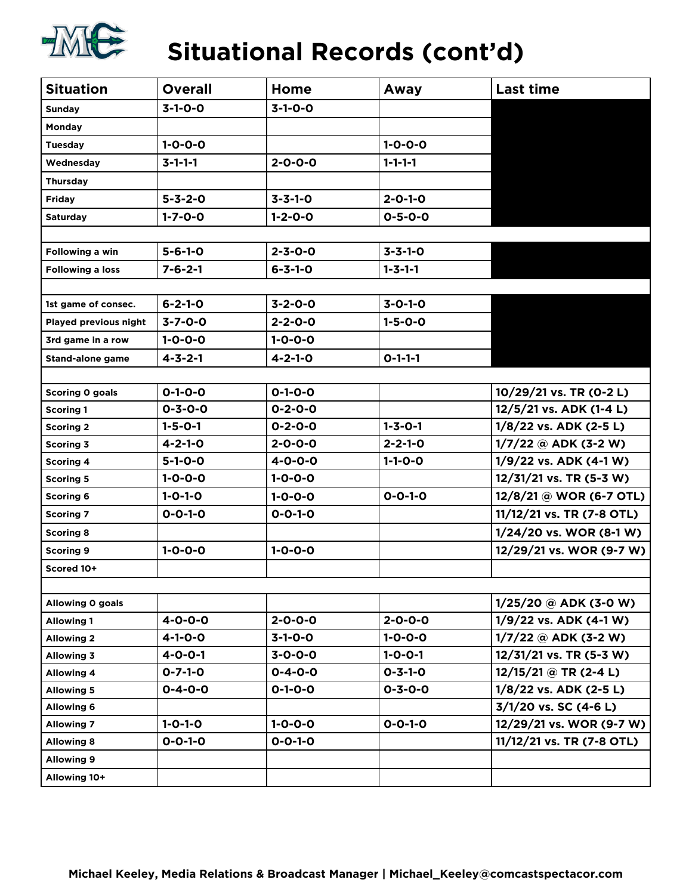# Situational Records (cont'd)

| Situation | Overall | Home | Away | Last time |
|---|---|---|---|---|
| Sunday | 3-1-0-0 | 3-1-0-0 | | |
| Monday | | | | |
| Tuesday | 1-0-0-0 | | 1-0-0-0 | |
| Wednesday | 3-1-1-1 | 2-0-0-0 | 1-1-1-1 | |
| Thursday | | | | |
| Friday | 5-3-2-0 | 3-3-1-0 | 2-0-1-0 | |
| Saturday | 1-7-0-0 | 1-2-0-0 | 0-5-0-0 | |
| | | | | |
| Following a win | 5-6-1-0 | 2-3-0-0 | 3-3-1-0 | |
| Following a loss | 7-6-2-1 | 6-3-1-0 | 1-3-1-1 | |
| | | | | |
| 1st game of consec. | 6-2-1-0 | 3-2-0-0 | 3-0-1-0 | |
| Played previous night | 3-7-0-0 | 2-2-0-0 | 1-5-0-0 | |
| 3rd game in a row | 1-0-0-0 | 1-0-0-0 | | |
| Stand-alone game | 4-3-2-1 | 4-2-1-0 | 0-1-1-1 | |
| | | | | |
| Scoring 0 goals | 0-1-0-0 | 0-1-0-0 | | 10/29/21 vs. TR (0-2 L) |
| Scoring 1 | 0-3-0-0 | 0-2-0-0 | | 12/5/21 vs. ADK (1-4 L) |
| Scoring 2 | 1-5-0-1 | 0-2-0-0 | 1-3-0-1 | 1/8/22 vs. ADK (2-5 L) |
| Scoring 3 | 4-2-1-0 | 2-0-0-0 | 2-2-1-0 | 1/7/22 @ ADK (3-2 W) |
| Scoring 4 | 5-1-0-0 | 4-0-0-0 | 1-1-0-0 | 1/9/22 vs. ADK (4-1 W) |
| Scoring 5 | 1-0-0-0 | 1-0-0-0 | | 12/31/21 vs. TR (5-3 W) |
| Scoring 6 | 1-0-1-0 | 1-0-0-0 | 0-0-1-0 | 12/8/21 @ WOR (6-7 OTL) |
| Scoring 7 | 0-0-1-0 | 0-0-1-0 | | 11/12/21 vs. TR (7-8 OTL) |
| Scoring 8 | | | | 1/24/20 vs. WOR (8-1 W) |
| Scoring 9 | 1-0-0-0 | 1-0-0-0 | | 12/29/21 vs. WOR (9-7 W) |
| Scored 10+ | | | | |
| | | | | |
| Allowing 0 goals | | | | 1/25/20 @ ADK (3-0 W) |
| Allowing 1 | 4-0-0-0 | 2-0-0-0 | 2-0-0-0 | 1/9/22 vs. ADK (4-1 W) |
| Allowing 2 | 4-1-0-0 | 3-1-0-0 | 1-0-0-0 | 1/7/22 @ ADK (3-2 W) |
| Allowing 3 | 4-0-0-1 | 3-0-0-0 | 1-0-0-1 | 12/31/21 vs. TR (5-3 W) |
| Allowing 4 | 0-7-1-0 | 0-4-0-0 | 0-3-1-0 | 12/15/21 @ TR (2-4 L) |
| Allowing 5 | 0-4-0-0 | 0-1-0-0 | 0-3-0-0 | 1/8/22 vs. ADK (2-5 L) |
| Allowing 6 | | | | 3/1/20 vs. SC (4-6 L) |
| Allowing 7 | 1-0-1-0 | 1-0-0-0 | 0-0-1-0 | 12/29/21 vs. WOR (9-7 W) |
| Allowing 8 | 0-0-1-0 | 0-0-1-0 | | 11/12/21 vs. TR (7-8 OTL) |
| Allowing 9 | | | | |
| Allowing 10+ | | | | |

Michael Keeley, Media Relations & Broadcast Manager | Michael_Keeley@comcastspectacor.com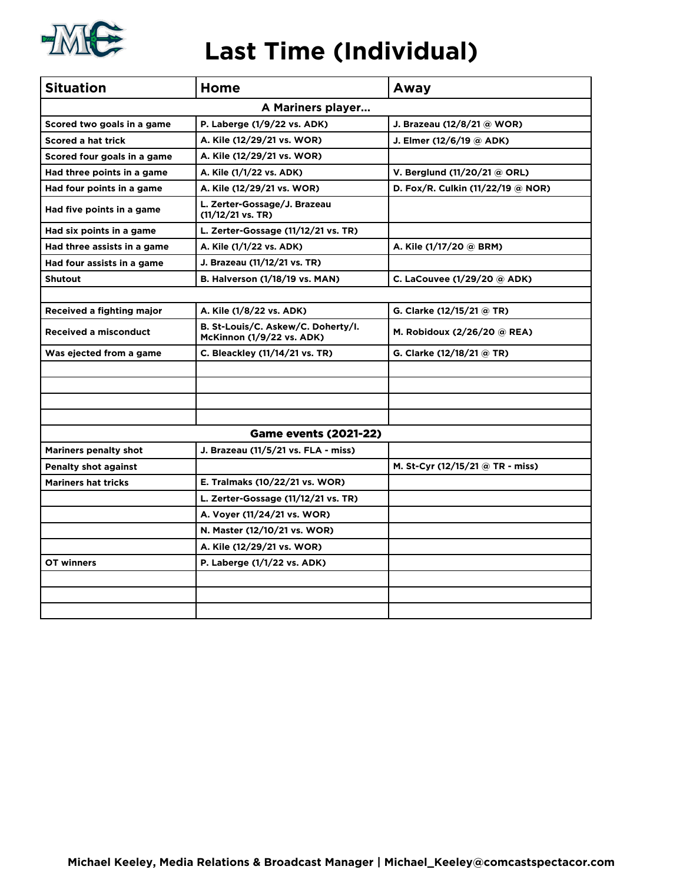# Last Time (Individual)

| Situation | Home | Away |
|---|---|---|
| **A Mariners player…** | | |
| Scored two goals in a game | P. Laberge (1/9/22 vs. ADK) | J. Brazeau (12/8/21 @ WOR) |
| Scored a hat trick | A. Kile (12/29/21 vs. WOR) | J. Elmer (12/6/19 @ ADK) |
| Scored four goals in a game | A. Kile (12/29/21 vs. WOR) | |
| Had three points in a game | A. Kile (1/1/22 vs. ADK) | V. Berglund (11/20/21 @ ORL) |
| Had four points in a game | A. Kile (12/29/21 vs. WOR) | D. Fox/R. Culkin (11/22/19 @ NOR) |
| Had five points in a game | L. Zerter-Gossage/J. Brazeau (11/12/21 vs. TR) | |
| Had six points in a game | L. Zerter-Gossage (11/12/21 vs. TR) | |
| Had three assists in a game | A. Kile (1/1/22 vs. ADK) | A. Kile (1/17/20 @ BRM) |
| Had four assists in a game | J. Brazeau (11/12/21 vs. TR) | |
| Shutout | B. Halverson (1/18/19 vs. MAN) | C. LaCouvee (1/29/20 @ ADK) |
| | | |
| Received a fighting major | A. Kile (1/8/22 vs. ADK) | G. Clarke (12/15/21 @ TR) |
| Received a misconduct | B. St-Louis/C. Askew/C. Doherty/I. McKinnon (1/9/22 vs. ADK) | M. Robidoux (2/26/20 @ REA) |
| Was ejected from a game | C. Bleackley (11/14/21 vs. TR) | G. Clarke (12/18/21 @ TR) |
| | | |
| | | |
| | | |
| | | |
| **Game events (2021-22)** | | |
| Mariners penalty shot | J. Brazeau (11/5/21 vs. FLA - miss) | |
| Penalty shot against | | M. St-Cyr (12/15/21 @ TR - miss) |
| Mariners hat tricks | E. Tralmaks (10/22/21 vs. WOR) | |
| | L. Zerter-Gossage (11/12/21 vs. TR) | |
| | A. Voyer (11/24/21 vs. WOR) | |
| | N. Master (12/10/21 vs. WOR) | |
| | A. Kile (12/29/21 vs. WOR) | |
| OT winners | P. Laberge (1/1/22 vs. ADK) | |
| | | |
| | | |
| | | |

Michael Keeley, Media Relations & Broadcast Manager | Michael_Keeley@comcastspectacor.com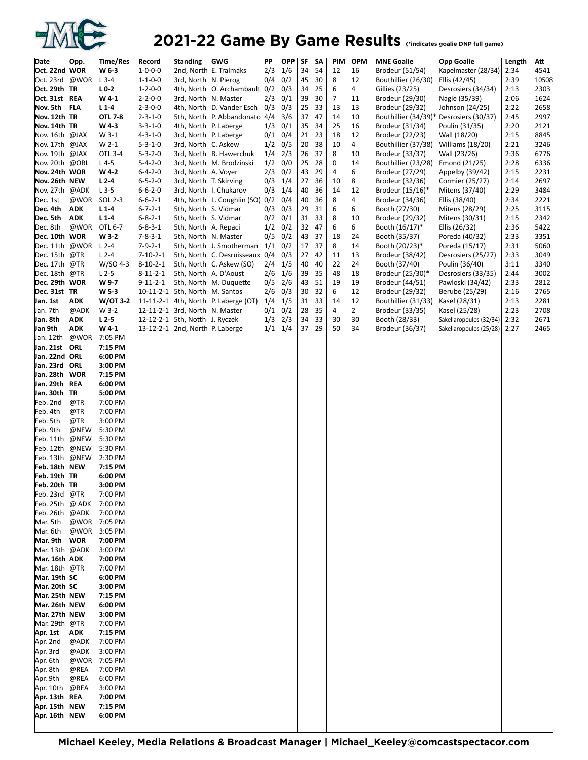# 2021-22 Game By Game Results

(*indicates goalie DNP full game)

| Date | Opp. | Time/Res | Record | Standing | GWG | PP | OPP | SF | SA | PIM | OPM | MNE Goalie | Opp Goalie | Length | Att |
|---|---|---|---|---|---|---|---|---|---|---|---|---|---|---|---|
| **Oct. 22nd** | **WOR** | **W 6-3** | 1-0-0-0 | 2nd, North | E. Tralmaks | 2/3 | 1/6 | 34 | 54 | 12 | 16 | Brodeur (51/54) | Kapelmaster (28/34) | 2:34 | 4541 |
| Oct. 23rd | @WOR | L 3-4 | 1-1-0-0 | 3rd, North | N. Pierog | 0/4 | 0/2 | 45 | 30 | 8 | 12 | Bouthillier (26/30) | Ellis (42/45) | 2:39 | 10508 |
| **Oct. 29th** | **TR** | **L 0-2** | 1-2-0-0 | 4th, North | O. Archambault | 0/2 | 0/3 | 34 | 25 | 6 | 4 | Gillies (23/25) | Desrosiers (34/34) | 2:13 | 2303 |
| **Oct. 31st** | **REA** | **W 4-1** | 2-2-0-0 | 3rd, North | N. Master | 2/3 | 0/1 | 39 | 30 | 7 | 11 | Brodeur (29/30) | Nagle (35/39) | 2:06 | 1624 |
| **Nov. 5th** | **FLA** | **L 1-4** | 2-3-0-0 | 4th, North | D. Vander Esch | 0/3 | 0/3 | 25 | 33 | 13 | 13 | Brodeur (29/32) | Johnson (24/25) | 2:22 | 2658 |
| **Nov. 12th** | **TR** | **OTL 7-8** | 2-3-1-0 | 5th, North | P. Abbandonato | 4/4 | 3/6 | 37 | 47 | 14 | 10 | Bouthillier (34/39)* | Desrosiers (30/37) | 2:45 | 2997 |
| **Nov. 14th** | **TR** | **W 4-3** | 3-3-1-0 | 4th, North | P. Laberge | 1/3 | 0/1 | 35 | 34 | 25 | 16 | Brodeur (31/34) | Poulin (31/35) | 2:20 | 2121 |
| Nov. 16th | @JAX | W 3-1 | 4-3-1-0 | 3rd, North | P. Laberge | 0/1 | 0/4 | 21 | 23 | 18 | 12 | Brodeur (22/23) | Wall (18/20) | 2:15 | 8845 |
| Nov. 17th | @JAX | W 2-1 | 5-3-1-0 | 3rd, North | C. Askew | 1/2 | 0/5 | 20 | 38 | 10 | 4 | Bouthillier (37/38) | Williams (18/20) | 2:21 | 3246 |
| Nov. 19th | @JAX | OTL 3-4 | 5-3-2-0 | 3rd, North | B. Hawerchuk | 1/4 | 2/3 | 26 | 37 | 8 | 10 | Brodeur (33/37) | Wall (23/26) | 2:36 | 6776 |
| Nov. 20th | @ORL | L 4-5 | 5-4-2-0 | 3rd, North | M. Brodzinski | 1/2 | 0/0 | 25 | 28 | 0 | 14 | Bouthillier (23/28) | Emond (21/25) | 2:28 | 6336 |
| **Nov. 24th** | **WOR** | **W 4-2** | 6-4-2-0 | 3rd, North | A. Voyer | 2/3 | 0/2 | 43 | 29 | 4 | 6 | Brodeur (27/29) | Appelby (39/42) | 2:15 | 2231 |
| **Nov. 26th** | **NEW** | **L 2-4** | 6-5-2-0 | 3rd, North | T. Skirving | 0/3 | 1/4 | 27 | 36 | 10 | 8 | Brodeur (32/36) | Cormier (25/27) | 2:14 | 2697 |
| Nov. 27th | @ADK | L 3-5 | 6-6-2-0 | 3rd, North | I. Chukarov | 0/3 | 1/4 | 40 | 36 | 14 | 12 | Brodeur (15/16)* | Mitens (37/40) | 2:29 | 3484 |
| Dec. 1st | @WOR | SOL 2-3 | 6-6-2-1 | 4th, North | L. Coughlin (SO) | 0/2 | 0/4 | 40 | 36 | 8 | 4 | Brodeur (34/36) | Ellis (38/40) | 2:34 | 2221 |
| **Dec. 4th** | **ADK** | **L 1-4** | 6-7-2-1 | 5th, North | S. Vidmar | 0/3 | 0/3 | 29 | 31 | 6 | 6 | Booth (27/30) | Mitens (28/29) | 2:25 | 3115 |
| **Dec. 5th** | **ADK** | **L 1-4** | 6-8-2-1 | 5th, North | S. Vidmar | 0/2 | 0/1 | 31 | 33 | 8 | 10 | Brodeur (29/32) | Mitens (30/31) | 2:15 | 2342 |
| Dec. 8th | @WOR | OTL 6-7 | 6-8-3-1 | 5th, North | A. Repaci | 1/2 | 0/2 | 32 | 47 | 6 | 6 | Booth (16/17)* | Ellis (26/32) | 2:36 | 5422 |
| **Dec. 10th** | **WOR** | **W 3-2** | 7-8-3-1 | 5th, North | N. Master | 0/5 | 0/2 | 43 | 37 | 18 | 24 | Booth (35/37) | Poreda (40/32) | 2:33 | 3351 |
| Dec. 11th | @WOR | L 2-4 | 7-9-2-1 | 5th, North | J. Smotherman | 1/1 | 0/2 | 17 | 37 | 8 | 14 | Booth (20/23)* | Poreda (15/17) | 2:31 | 5060 |
| Dec. 15th | @TR | L 2-4 | 7-10-2-1 | 5th, North | C. Desruisseaux | 0/4 | 0/3 | 27 | 42 | 11 | 13 | Brodeur (38/42) | Desrosiers (25/27) | 2:33 | 3049 |
| Dec. 17th | @TR | W/SO 4-3 | 8-10-2-1 | 5th, North | C. Askew (SO) | 2/4 | 1/5 | 40 | 40 | 22 | 24 | Booth (37/40) | Poulin (36/40) | 3:11 | 3340 |
| Dec. 18th | @TR | L 2-5 | 8-11-2-1 | 5th, North | A. D'Aoust | 2/6 | 1/6 | 39 | 35 | 48 | 18 | Brodeur (25/30)* | Desrosiers (33/35) | 2:44 | 3002 |
| **Dec. 29th** | **WOR** | **W 9-7** | 9-11-2-1 | 5th, North | M. Duquette | 0/5 | 2/6 | 43 | 51 | 19 | 19 | Brodeur (44/51) | Pawloski (34/42) | 2:33 | 2812 |
| **Dec. 31st** | **TR** | **W 5-3** | 10-11-2-1 | 5th, North | M. Santos | 2/6 | 0/3 | 30 | 32 | 6 | 12 | Brodeur (29/32) | Berube (25/29) | 2:16 | 2765 |
| **Jan. 1st** | **ADK** | **W/OT 3-2** | 11-11-2-1 | 4th, North | P. Laberge (OT) | 1/4 | 1/5 | 31 | 33 | 14 | 12 | Bouthillier (31/33) | Kasel (28/31) | 2:13 | 2281 |
| Jan. 7th | @ADK | W 3-2 | 12-11-2-1 | 3rd, North | N. Master | 0/1 | 0/2 | 28 | 35 | 4 | 2 | Brodeur (33/35) | Kasel (25/28) | 2:23 | 2708 |
| **Jan. 8th** | **ADK** | **L 2-5** | 12-12-2-1 | 5th, Notth | J. Ryczek | 1/3 | 2/3 | 34 | 33 | 30 | 30 | Booth (28/33) | Sakellaropoulos (32/34) | 2:32 | 2671 |
| **Jan 9th** | **ADK** | **W 4-1** | 13-12-2-1 | 2nd, North | P. Laberge | 1/1 | 1/4 | 37 | 29 | 50 | 34 | Brodeur (36/37) | Sakellaropoulos (25/28) | 2:27 | 2465 |
| Jan. 12th | @WOR | 7:05 PM | | | | | | | | | | | | | |
| **Jan. 21st** | **ORL** | **7:15 PM** | | | | | | | | | | | | | |
| **Jan. 22nd** | **ORL** | **6:00 PM** | | | | | | | | | | | | | |
| **Jan. 23rd** | **ORL** | **3:00 PM** | | | | | | | | | | | | | |
| **Jan. 28th** | **WOR** | **7:15 PM** | | | | | | | | | | | | | |
| **Jan. 29th** | **REA** | **6:00 PM** | | | | | | | | | | | | | |
| **Jan. 30th** | **TR** | **5:00 PM** | | | | | | | | | | | | | |
| Feb. 2nd | @TR | 7:00 PM | | | | | | | | | | | | | |
| Feb. 4th | @TR | 7:00 PM | | | | | | | | | | | | | |
| Feb. 5th | @TR | 3:00 PM | | | | | | | | | | | | | |
| Feb. 9th | @NEW | 5:30 PM | | | | | | | | | | | | | |
| Feb. 11th | @NEW | 5:30 PM | | | | | | | | | | | | | |
| Feb. 12th | @NEW | 5:30 PM | | | | | | | | | | | | | |
| Feb. 13th | @NEW | 2:30 PM | | | | | | | | | | | | | |
| **Feb. 18th** | **NEW** | **7:15 PM** | | | | | | | | | | | | | |
| **Feb. 19th** | **TR** | **6:00 PM** | | | | | | | | | | | | | |
| **Feb. 20th** | **TR** | **3:00 PM** | | | | | | | | | | | | | |
| Feb. 23rd | @TR | 7:00 PM | | | | | | | | | | | | | |
| Feb. 25th | @ ADK | 7:00 PM | | | | | | | | | | | | | |
| Feb. 26th | @ADK | 7:00 PM | | | | | | | | | | | | | |
| Mar. 5th | @WOR | 7:05 PM | | | | | | | | | | | | | |
| Mar. 6th | @WOR | 3:05 PM | | | | | | | | | | | | | |
| **Mar. 9th** | **WOR** | **7:00 PM** | | | | | | | | | | | | | |
| Mar. 13th | @ADK | 3:00 PM | | | | | | | | | | | | | |
| **Mar. 16th** | **ADK** | **7:00 PM** | | | | | | | | | | | | | |
| Mar. 18th | @TR | 7:00 PM | | | | | | | | | | | | | |
| **Mar. 19th** | **SC** | **6:00 PM** | | | | | | | | | | | | | |
| **Mar. 20th** | **SC** | **3:00 PM** | | | | | | | | | | | | | |
| **Mar. 25th** | **NEW** | **7:15 PM** | | | | | | | | | | | | | |
| **Mar. 26th** | **NEW** | **6:00 PM** | | | | | | | | | | | | | |
| **Mar. 27th** | **NEW** | **3:00 PM** | | | | | | | | | | | | | |
| Mar. 29th | @TR | 7:00 PM | | | | | | | | | | | | | |
| **Apr. 1st** | **ADK** | **7:15 PM** | | | | | | | | | | | | | |
| Apr. 2nd | @ADK | 7:00 PM | | | | | | | | | | | | | |
| Apr. 3rd | @ADK | 3:00 PM | | | | | | | | | | | | | |
| Apr. 6th | @WOR | 7:05 PM | | | | | | | | | | | | | |
| Apr. 8th | @REA | 7:00 PM | | | | | | | | | | | | | |
| Apr. 9th | @REA | 6:00 PM | | | | | | | | | | | | | |
| Apr. 10th | @REA | 3:00 PM | | | | | | | | | | | | | |
| **Apr. 13th** | **REA** | **7:00 PM** | | | | | | | | | | | | | |
| **Apr. 15th** | **NEW** | **7:15 PM** | | | | | | | | | | | | | |
| **Apr. 16th** | **NEW** | **6:00 PM** | | | | | | | | | | | | | |

**Michael Keeley, Media Relations & Broadcast Manager | Michael_Keeley@comcastspectacor.com**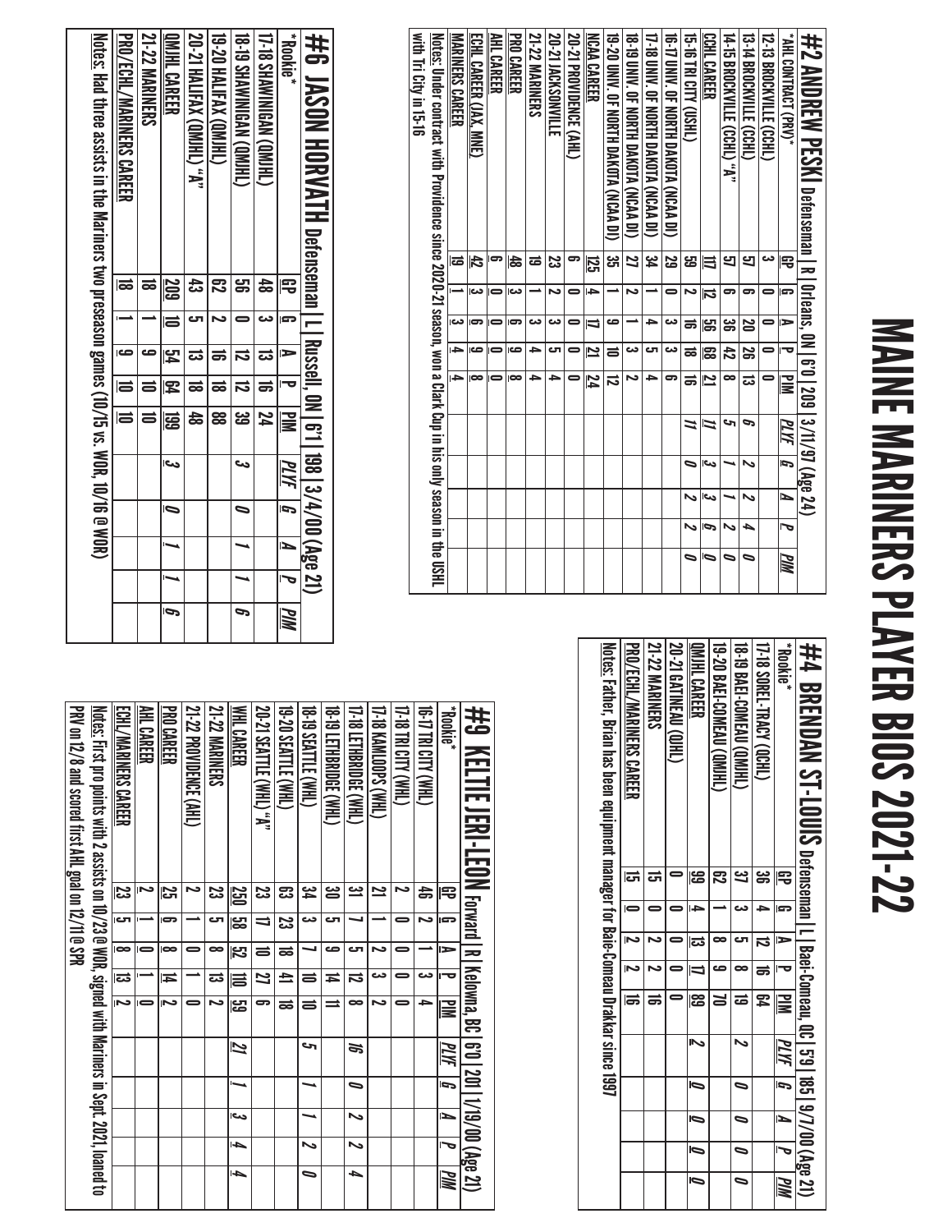# MAINE MARINERS PLAYER BIOS 2021-22

## #2 ANDREW PESKI Defenseman | R | Orleans, ON | 6'0 | 209 | 3/11/97 (Age 24)

| *AHL CONTRACT (PRV)* | GP | G | A | P | PIM | PLYF | G | A | P | PIM |
|---|---|---|---|---|---|---|---|---|---|---|
| 12-13 BROCKVILLE (CCHL) | 3 | 0 | 0 | 0 | 0 | | | | | |
| 13-14 BROCKVILLE (CCHL) | 57 | 6 | 20 | 26 | 13 | 6 | 2 | 2 | 4 | 0 |
| 14-15 BROCKVILLE (CCHL) "A" | 57 | 6 | 36 | 42 | 8 | 5 | 1 | 1 | 2 | 0 |
| CCHL CAREER | 117 | 12 | 56 | 68 | 21 | 11 | 3 | 3 | 6 | 0 |
| 15-16 TRI CITY (USHL) | 59 | 2 | 16 | 18 | 16 | 11 | 0 | 2 | 2 | 0 |
| 16-17 UNIV. OF NORTH DAKOTA (NCAA DI) | 29 | 0 | 3 | 3 | 6 | | | | | |
| 17-18 UNIV. OF NORTH DAKOTA (NCAA DI) | 34 | 1 | 4 | 5 | 4 | | | | | |
| 18-19 UNIV. OF NORTH DAKOTA (NCAA DI) | 27 | 2 | 1 | 3 | 2 | | | | | |
| 19-20 UNIV. OF NORTH DAKOTA (NCAA DI) | 35 | 1 | 9 | 10 | 12 | | | | | |
| NCAA CAREER | 125 | 4 | 17 | 21 | 24 | | | | | |
| 20-21 PROVIDENCE (AHL) | 6 | 0 | 0 | 0 | 0 | | | | | |
| 20-21 JACKSONVILLE | 23 | 2 | 3 | 5 | 4 | | | | | |
| 21-22 MARINERS | 19 | 1 | 3 | 4 | 4 | | | | | |
| PRO CAREER | 48 | 3 | 6 | 9 | 8 | | | | | |
| AHL CAREER | 6 | 0 | 0 | 0 | 0 | | | | | |
| ECHL CAREER (JAX, MNE) | 42 | 3 | 6 | 9 | 8 | | | | | |
| MARINERS CAREER | 19 | 1 | 3 | 4 | 4 | | | | | |

Notes: Under contract with Providence since 2020-21 season, won a Clark Cup in his only season in the USHL with Tri City in 15-16

## #4 BRENDAN ST-LOUIS Defenseman | L | Baei-Comeau, QC | 5'9 | 185 | 9/7/00 (Age 21)

| *Rookie* | GP | G | A | P | PIM | PLYF | G | A | P | PIM |
|---|---|---|---|---|---|---|---|---|---|---|
| 17-18 SOREL-TRACY (QCHL) | 36 | 4 | 12 | 16 | 64 | | | | | |
| 18-19 BAEI-COMEAU (QMJHL) | 37 | 3 | 5 | 8 | 19 | 2 | 0 | 0 | 0 | 0 |
| 19-20 BAEI-COMEAU (QMJHL) | 62 | 1 | 8 | 9 | 70 | | | | | |
| QMJHL CAREER | 99 | 4 | 13 | 17 | 89 | 2 | 0 | 0 | 0 | 0 |
| 20-21 GATINEAU (QJHL) | 0 | 0 | 0 | 0 | 0 | | | | | |
| 21-22 MARINERS | 15 | 0 | 2 | 2 | 16 | | | | | |
| PRO/ECHL/MARINERS CAREER | 15 | 0 | 2 | 2 | 16 | | | | | |

Notes: Father, Brian has been equipment manager for Baie-Comeau Drakkar since 1997

## #6 JASON HORVATH Defenseman | L | Russell, ON | 6'1 | 198 | 3/4/00 (Age 21)

| *Rookie* | GP | G | A | P | PIM | PLYF | G | A | P | PIM |
|---|---|---|---|---|---|---|---|---|---|---|
| 17-18 SHAWINIGAN (QMJHL) | 48 | 3 | 13 | 16 | 24 | | | | | |
| 18-19 SHAWINIGAN (QMJHL) | 56 | 0 | 12 | 12 | 39 | 3 | 0 | 1 | 1 | 6 |
| 19-20 HALIFAX (QMJHL) | 62 | 2 | 16 | 18 | 88 | | | | | |
| 20-21 HALIFAX (QMJHL) "A" | 43 | 5 | 13 | 18 | 48 | | | | | |
| QMJHL CAREER | 209 | 10 | 54 | 64 | 199 | 3 | 0 | 1 | 1 | 6 |
| 21-22 MARINERS | 18 | 1 | 9 | 10 | 10 | | | | | |
| PRO/ECHL/MARINERS CAREER | 18 | 1 | 9 | 10 | 10 | | | | | |

Notes: Had three assists in the Mariners two preseason games (10/15 vs. WOR, 10/16 @ WOR)

## #9 KELTIE JERI-LEON Forward | R | Kelowna, BC | 6'0 | 201 | 1/19/00 (Age 21)

| *Rookie* | GP | G | A | P | PIM | PLYF | G | A | P | PIM |
|---|---|---|---|---|---|---|---|---|---|---|
| 16-17 TRI CITY (WHL) | 46 | 2 | 1 | 3 | 4 | | | | | |
| 17-18 TRI CITY (WHL) | 2 | 0 | 0 | 0 | 0 | | | | | |
| 17-18 KAMLOOPS (WHL) | 21 | 1 | 2 | 3 | 2 | | | | | |
| 17-18 LETHBRIDGE (WHL) | 31 | 7 | 5 | 12 | 8 | 16 | 0 | 2 | 2 | 4 |
| 18-19 LETHBRIDGE (WHL) | 30 | 5 | 9 | 14 | 11 | | | | | |
| 18-19 SEATTLE (WHL) | 34 | 3 | 7 | 10 | 10 | 5 | 1 | 1 | 2 | 0 |
| 19-20 SEATTLE (WHL) | 63 | 23 | 18 | 41 | 18 | | | | | |
| 20-21 SEATTLE (WHL) "A" | 23 | 17 | 10 | 27 | 6 | | | | | |
| WHL CAREER | 250 | 58 | 52 | 110 | 59 | 21 | 1 | 3 | 4 | 4 |
| 21-22 MARINERS | 23 | 5 | 8 | 13 | 2 | | | | | |
| 21-22 PROVIDENCE (AHL) | 2 | 1 | 0 | 1 | 0 | | | | | |
| PRO CAREER | 25 | 6 | 8 | 14 | 2 | | | | | |
| AHL CAREER | 2 | 1 | 0 | 1 | 0 | | | | | |
| ECHL/MARINERS CAREER | 23 | 5 | 8 | 13 | 2 | | | | | |

Notes: First pro points with 2 assists on 10/23@ WOR, signed with Mariners in Sept. 2021, loaned to PRV on 12/8 and scored first AHL goal on 12/11@ SPR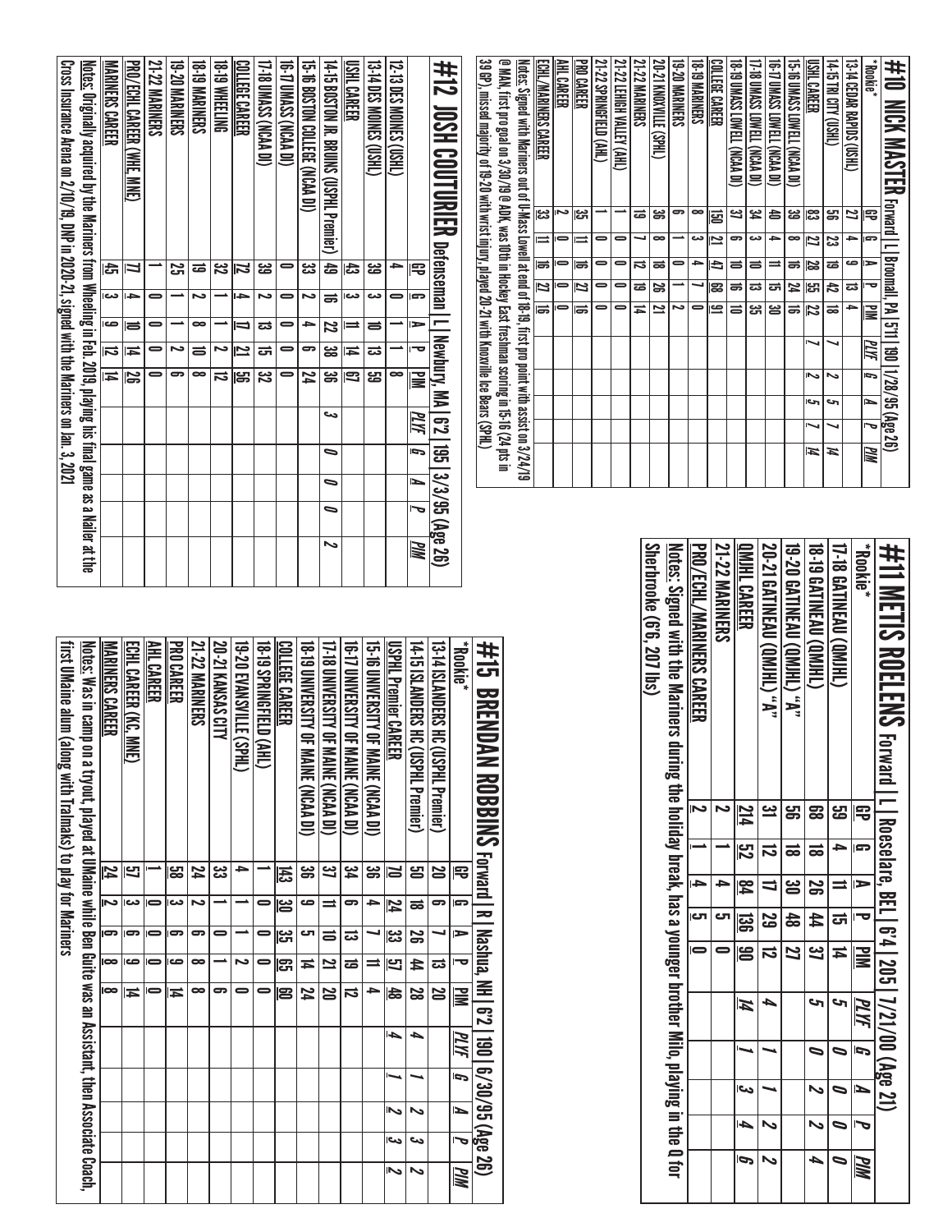## #10 NICK MASTER Forward | L | Broomall, PA | 5'11 | 190 | 1/28/95 (Age 26)

*Rookie*

| | GP | G | A | P | PIM | PLYF | G | A | P | PIM |
|---|---|---|---|---|---|---|---|---|---|---|
| 13-14 CEDAR RAPIDS (USHL) | 27 | 4 | 9 | 13 | 4 | | | | | |
| 14-15 TRI CITY (USHL) | 56 | 23 | 19 | 42 | 18 | 7 | 2 | 5 | 7 | 14 |
| USHL CAREER | 83 | 27 | 28 | 55 | 22 | 7 | 2 | 5 | 7 | 14 |
| 15-16 UMASS LOWELL (NCAA DI) | 39 | 8 | 16 | 24 | 16 | | | | | |
| 16-17 UMASS LOWELL (NCAA DI) | 40 | 4 | 11 | 15 | 30 | | | | | |
| 17-18 UMASS LOWELL (NCAA DI) | 34 | 3 | 10 | 13 | 35 | | | | | |
| 18-19 UMASS LOWELL (NCAA DI) | 37 | 6 | 10 | 16 | 10 | | | | | |
| COLLEGE CAREER | 150 | 21 | 47 | 68 | 91 | | | | | |
| 18-19 MARINERS | 8 | 3 | 4 | 7 | 0 | | | | | |
| 19-20 MARINERS | 6 | 1 | 0 | 1 | 2 | | | | | |
| 20-21 KNOXVILLE (SPHL) | 36 | 8 | 18 | 26 | 21 | | | | | |
| 21-22 MARINERS | 19 | 7 | 12 | 19 | 14 | | | | | |
| 21-22 LEHIGH VALLEY (AHL) | 1 | 0 | 0 | 0 | 0 | | | | | |
| 21-22 SPRINGFIELD (AHL) | 1 | 0 | 0 | 0 | 0 | | | | | |
| PRO CAREER | 35 | 11 | 16 | 27 | 16 | | | | | |
| AHL CAREER | 2 | 0 | 0 | 0 | 0 | | | | | |
| ECHL/MARINERS CAREER | 33 | 11 | 16 | 27 | 16 | | | | | |

Notes: Signed with Mariners out of U-Mass Lowell at end of 18-19, first pro point with assist on 3/24/19 @ MAN, first pro goal on 3/30/19 @ ADK, was 10th in Hockey East freshman scoring in 15-16 (24 pts in 39 GP), missed majority of 19-20 with wrist injury, played 20-21 with Knoxville Ice Bears (SPHL)

## #12 JOSH COUTURIER Defenseman | L | Newbury, MA | 6'2 | 195 | 3/3/95 (Age 26)

| | GP | G | A | P | PIM | PLYF | G | A | P | PIM |
|---|---|---|---|---|---|---|---|---|---|---|
| 12-13 DES MOINES (USHL) | 4 | 0 | 1 | 1 | 8 | | | | | |
| 13-14 DES MOINES (USHL) | 39 | 3 | 10 | 13 | 59 | | | | | |
| USHL CAREER | 43 | 3 | 11 | 14 | 67 | | | | | |
| 14-15 BOSTON JR. BRUINS (USPHL Premier) | 49 | 16 | 22 | 38 | 36 | 3 | 0 | 0 | 0 | 2 |
| 15-16 BOSTON COLLEGE (NCAA DI) | 33 | 2 | 4 | 6 | 24 | | | | | |
| 16-17 UMASS (NCAA DI) | 0 | 0 | 0 | 0 | 0 | | | | | |
| 17-18 UMASS (NCAA DI) | 39 | 2 | 13 | 15 | 32 | | | | | |
| COLLEGE CAREER | 72 | 4 | 17 | 21 | 56 | | | | | |
| 18-19 WHEELING | 32 | 1 | 1 | 2 | 12 | | | | | |
| 18-19 MARINERS | 19 | 2 | 8 | 10 | 8 | | | | | |
| 19-20 MARINERS | 25 | 1 | 1 | 2 | 6 | | | | | |
| 21-22 MARINERS | 1 | 0 | 0 | 0 | 0 | | | | | |
| PRO/ECHL CAREER (WHE, MNE) | 77 | 4 | 10 | 14 | 26 | | | | | |
| MARINERS CAREER | 45 | 3 | 9 | 12 | 14 | | | | | |

Notes: Originally acquired by the Mariners from Wheeling in Feb. 2019, playing his final game as a Nailer at the Cross Insurance Arena on 2/10/19, DNP in 2020-21, signed with the Mariners on Jan. 3, 2021

## #11 METIS ROELENS Forward | L | Roeselare, BEL | 6'4 | 205 | 7/21/00 (Age 21)

*Rookie*

| | GP | G | A | P | PIM | PLYF | G | A | P | PIM |
|---|---|---|---|---|---|---|---|---|---|---|
| 17-18 GATINEAU (QMJHL) | 59 | 4 | 11 | 15 | 14 | 5 | 0 | 0 | 0 | 0 |
| 18-19 GATINEAU (QMJHL) | 68 | 18 | 26 | 44 | 37 | 5 | 0 | 2 | 2 | 4 |
| 19-20 GATINEAU (QMJHL) "A" | 56 | 18 | 30 | 48 | 27 | | | | | |
| 20-21 GATINEAU (QMJHL) "A" | 31 | 12 | 17 | 29 | 12 | 4 | 1 | 1 | 2 | 2 |
| QMJHL CAREER | 214 | 52 | 84 | 136 | 90 | 14 | 1 | 3 | 4 | 6 |
| 21-22 MARINERS | 2 | 1 | 4 | 5 | 0 | | | | | |
| PRO/ECHL/MARINERS CAREER | 2 | 1 | 4 | 5 | 0 | | | | | |

Notes: Signed with the Mariners during the holiday break, has a younger brother Milo, playing in the Q for Sherbrooke (6'6, 207 lbs)

## #15 BRENDAN ROBBINS Forward | R | Nashua, NH | 6'2 | 190 | 6/30/95 (Age 26)

*Rookie*

| | GP | G | A | P | PIM | PLYF | G | A | P | PIM |
|---|---|---|---|---|---|---|---|---|---|---|
| 13-14 ISLANDERS HC (USPHL Premier) | 20 | 6 | 7 | 13 | 20 | | | | | |
| 14-15 ISLANDERS HC (USPHL Premier) | 50 | 18 | 26 | 44 | 28 | 4 | 1 | 2 | 3 | 2 |
| USPHL Premier CAREER | 70 | 24 | 33 | 57 | 48 | 4 | 1 | 2 | 3 | 2 |
| 15-16 UNIVERSITY OF MAINE (NCAA DI) | 36 | 4 | 7 | 11 | 4 | | | | | |
| 16-17 UNIVERSITY OF MAINE (NCAA DI) | 34 | 6 | 13 | 19 | 12 | | | | | |
| 17-18 UNIVERSITY OF MAINE (NCAA DI) | 37 | 11 | 10 | 21 | 20 | | | | | |
| 18-19 UNIVERSITY OF MAINE (NCAA DI) | 36 | 9 | 5 | 14 | 24 | | | | | |
| COLLEGE CAREER | 143 | 30 | 35 | 65 | 60 | | | | | |
| 18-19 SPRINGFIELD (AHL) | 1 | 0 | 0 | 0 | 0 | | | | | |
| 19-20 EVANSVILLE (SPHL) | 4 | 1 | 1 | 2 | 0 | | | | | |
| 20-21 KANSAS CITY | 33 | 1 | 0 | 1 | 6 | | | | | |
| 21-22 MARINERS | 24 | 2 | 6 | 8 | 8 | | | | | |
| PRO CAREER | 58 | 3 | 6 | 9 | 14 | | | | | |
| AHL CAREER | 1 | 0 | 0 | 0 | 0 | | | | | |
| ECHL CAREER (KC, MNE) | 57 | 3 | 6 | 9 | 14 | | | | | |
| MARINERS CAREER | 24 | 2 | 6 | 8 | 8 | | | | | |

Notes: Was in camp on a tryout, played at UMaine while Ben Guite was an Assistant, then Associate Coach, first UMaine alum (along with Tralmaks) to play for Mariners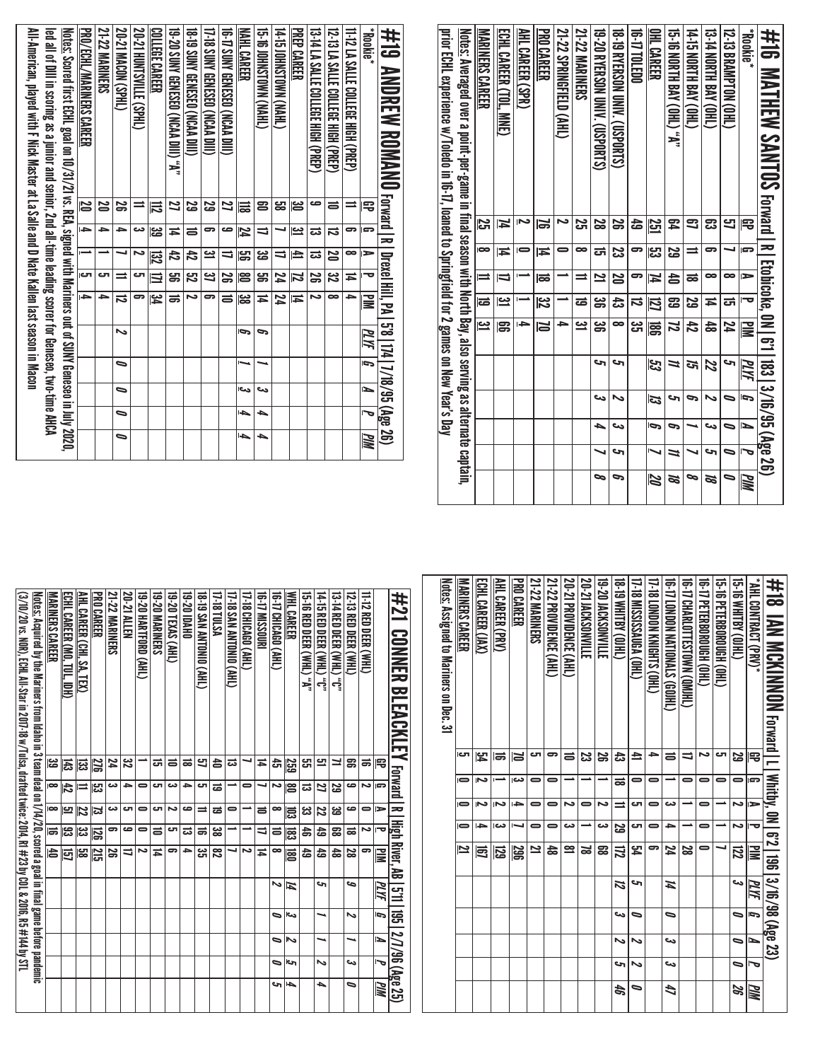## #16 MATHEW SANTOS Forward | R | Etobicoke, ON | 6'1 | 183 | 3/16/95 (Age 26)

*Rookie*

| | GP | G | A | P | PIM | PLYF | G | A | P | PIM |
|---|---|---|---|---|---|---|---|---|---|---|
| 12-13 BRAMPTON (OHL) | 57 | 7 | 8 | 15 | 24 | 5 | 0 | 0 | 0 | 0 |
| 13-14 NORTH BAY (OHL) | 63 | 6 | 8 | 14 | 48 | 22 | 2 | 3 | 5 | 18 |
| 14-15 NORTH BAY (OHL) | 67 | 11 | 18 | 29 | 42 | 15 | 6 | 1 | 7 | 8 |
| 15-16 NORTH BAY (OHL) "A" | 64 | 29 | 40 | 69 | 72 | 11 | 5 | 6 | 11 | 18 |
| OHL CAREER | 251 | 53 | 74 | 127 | 186 | 53 | 13 | 6 | 7 | 20 |
| 16-17 TOLEDO | 49 | 6 | 6 | 12 | 35 | | | | | |
| 18-19 RYERSON UNIV. (USPORTS) | 26 | 23 | 20 | 43 | 8 | 5 | 2 | 3 | 5 | 6 |
| 19-20 RYERSON UNIV. (USPORTS) | 28 | 15 | 21 | 36 | 36 | 5 | 3 | 4 | 7 | 8 |
| 21-22 MARINERS | 25 | 8 | 11 | 19 | 31 | | | | | |
| 21-22 SPRINGFIELD (AHL) | 2 | 0 | 1 | 1 | 4 | | | | | |
| PRO CAREER | 76 | 14 | 18 | 32 | 70 | | | | | |
| AHL CAREER (SPR) | 2 | 0 | 1 | 1 | 4 | | | | | |
| ECHL CAREER (TOL, MNE) | 74 | 14 | 17 | 31 | 66 | | | | | |
| MARINERS CAREER | 25 | 8 | 11 | 19 | 31 | | | | | |

Notes: Averaged over a point-per-game in final season with North Bay, also serving as alternate captain, prior ECHL experience w/Toledo in 16-17, loaned to Springfield for 2 games on New Year's Day

## #18 IAN MCKINNON Forward | L | Whitby, ON | 6'2 | 196 | 3/16/98 (Age 23)

*AHL CONTRACT (PRV)*

| | GP | G | A | P | PIM | PLYF | G | A | P | PIM |
|---|---|---|---|---|---|---|---|---|---|---|
| 15-16 WHITBY (OJHL) | 29 | 0 | 2 | 2 | 122 | 3 | 0 | 0 | 0 | 26 |
| 15-16 PETERBOROUGH (OHL) | 5 | 0 | 1 | 1 | 7 | | | | | |
| 16-17 PETERBOROUGH (OHL) | 2 | 0 | 0 | 0 | 0 | | | | | |
| 16-17 CHARLOTTETOWN (QMJHL) | 17 | 0 | 0 | 0 | 28 | | | | | |
| 16-17 LONDON NATIONALS (GOJHL) | 10 | 1 | 3 | 4 | 24 | 14 | 0 | 3 | 3 | 47 |
| 17-18 LONDON KNIGHTS (OHL) | 4 | 0 | 0 | 0 | 6 | | | | | |
| 17-18 MISSISSAUGA (OHL) | 41 | 0 | 5 | 5 | 54 | 5 | 0 | 2 | 2 | 0 |
| 18-19 WHITBY (OJHL) | 43 | 18 | 11 | 29 | 172 | 12 | 3 | 2 | 5 | 46 |
| 19-20 JACKSONVILLE | 26 | 1 | 2 | 3 | 68 | | | | | |
| 20-21 JACKSONVILLE | 23 | 1 | 0 | 1 | 78 | | | | | |
| 20-21 PROVIDENCE (AHL) | 10 | 1 | 2 | 3 | 81 | | | | | |
| 21-22 PROVIDENCE (AHL) | 6 | 0 | 0 | 0 | 48 | | | | | |
| 21-22 MARINERS | 5 | 0 | 0 | 0 | 21 | | | | | |
| PRO CAREER | 70 | 3 | 4 | 7 | 296 | | | | | |
| AHL CAREER (PRV) | 16 | 1 | 2 | 3 | 129 | | | | | |
| ECHL CAREER (JAX) | 54 | 2 | 2 | 4 | 167 | | | | | |
| MARINERS CAREER | 5 | 0 | 0 | 0 | 21 | | | | | |

Notes: Assigned to Mariners on Dec. 31

## #19 ANDREW ROMANO Forward | R | Drexel Hill, PA | 5'8 | 174 | 7/18/95 (Age 26)

*Rookie*

| | GP | G | A | P | PIM | PLYF | G | A | P | PIM |
|---|---|---|---|---|---|---|---|---|---|---|
| 11-12 LA SALLE COLLEGE HIGH (PREP) | 11 | 6 | 8 | 14 | 4 | | | | | |
| 12-13 LA SALLE COLLEGE HIGH (PREP) | 10 | 12 | 20 | 32 | 8 | | | | | |
| 13-14 LA SALLE COLLEGE HIGH (PREP) | 9 | 13 | 13 | 26 | 2 | | | | | |
| PREP CAREER | 30 | 31 | 41 | 72 | 14 | | | | | |
| 14-15 JOHNSTOWN (NAHL) | 58 | 7 | 17 | 24 | 24 | | | | | |
| 15-16 JOHNSTOWN (NAHL) | 60 | 17 | 39 | 56 | 14 | 6 | 1 | 3 | 4 | 4 |
| NAHL CAREER | 118 | 24 | 56 | 80 | 38 | 6 | 1 | 3 | 4 | 4 |
| 16-17 SUNY GENESEO (NCAA DIII) | 27 | 9 | 17 | 26 | 10 | | | | | |
| 17-18 SUNY GENESEO (NCAA DIII) | 29 | 6 | 31 | 37 | 6 | | | | | |
| 18-19 SUNY GENESEO (NCAA DIII) | 29 | 10 | 42 | 52 | 2 | | | | | |
| 19-20 SUNY GENESEO (NCAA DIII) "A" | 27 | 14 | 42 | 56 | 16 | | | | | |
| COLLEGE CAREER | 112 | 39 | 132 | 171 | 34 | | | | | |
| 20-21 HUNTSVILLE (SPHL) | 11 | 3 | 2 | 5 | 6 | | | | | |
| 20-21 MACON (SPHL) | 26 | 4 | 7 | 11 | 12 | 2 | 0 | 0 | 0 | |
| 21-22 MARINERS | 20 | 4 | 1 | 5 | 4 | | | | | |
| PRO/ECHL/MARINERS CAREER | 20 | 4 | 1 | 5 | 4 | | | | | |

Notes: Scored first ECHL goal on 10/31/21 vs. REA, signed with Mariners out of SUNY Geneseo in July 2020, led all of DIII in scoring as a junior and senior, 2nd all-time leading scorer for Geneseo, two-time AHCA All-American, played with F Nick Master at La Salle and D Nate Kallen last season in Macon

## #21 CONNER BLEACKLEY Forward | R | High River, AB | 5'11 | 195 | 2/7/96 (Age 25)

| | GP | G | A | P | PIM | PLYF | G | A | P | PIM |
|---|---|---|---|---|---|---|---|---|---|---|
| 11-12 RED DEER (WHL) | 16 | 2 | 0 | 2 | 6 | | | | | |
| 12-13 RED DEER (WHL) | 66 | 9 | 9 | 18 | 28 | 9 | 2 | 1 | 3 | 0 |
| 13-14 RED DEER (WHL) "C" | 71 | 29 | 39 | 68 | 48 | | | | | |
| 14-15 RED DEER (WHL) "C" | 51 | 27 | 22 | 49 | 49 | 5 | 1 | 1 | 2 | 4 |
| 15-16 RED DEER (WHL) "A" | 55 | 13 | 33 | 46 | 49 | | | | | |
| WHL CAREER | 259 | 80 | 103 | 183 | 180 | 14 | 3 | 2 | 5 | 4 |
| 16-17 CHICAGO (AHL) | 45 | 2 | 8 | 10 | 8 | 2 | 0 | 0 | 0 | 5 |
| 16-17 MISSOURI | 14 | 7 | 10 | 17 | 14 | | | | | |
| 17-18 CHICAGO (AHL) | 7 | 0 | 1 | 1 | 2 | | | | | |
| 17-18 SAN ANTONIO (AHL) | 13 | 0 | 1 | 1 | 7 | | | | | |
| 17-18 TULSA | 40 | 19 | 19 | 38 | 82 | | | | | |
| 18-19 SAN ANTONIO (AHL) | 57 | 5 | 11 | 16 | 35 | | | | | |
| 19-20 IDAHO | 18 | 4 | 9 | 13 | 4 | | | | | |
| 19-20 TEXAS (AHL) | 13 | 3 | 2 | 5 | 6 | | | | | |
| 19-20 MARINERS | 15 | 5 | 5 | 10 | 14 | | | | | |
| 19-20 HARTFORD (AHL) | 1 | 0 | 0 | 0 | 2 | | | | | |
| 20-21 ALLEN | 32 | 4 | 5 | 9 | 17 | | | | | |
| 21-22 MARINERS | 24 | 3 | 3 | 6 | 26 | | | | | |
| PRO CAREER | 276 | 53 | 73 | 126 | 215 | | | | | |
| AHL CAREER (CHI, SA, TEX) | 133 | 11 | 22 | 33 | 58 | | | | | |
| ECHL CAREER (MO, TUL, IDH) | 143 | 42 | 51 | 93 | 157 | | | | | |
| MARINERS CAREER | 39 | 8 | 8 | 16 | 40 | | | | | |

Notes: Acquired by the Mariners from Idaho in 3 team deal on 1/14/20, scored a goal in final game before pandemic (3/10/20 vs. NOR), ECHL All-Star in 2017-18 w/Tulsa, drafted twice: 2014, R1 #23 by COL & 2016, R5 #144 by STL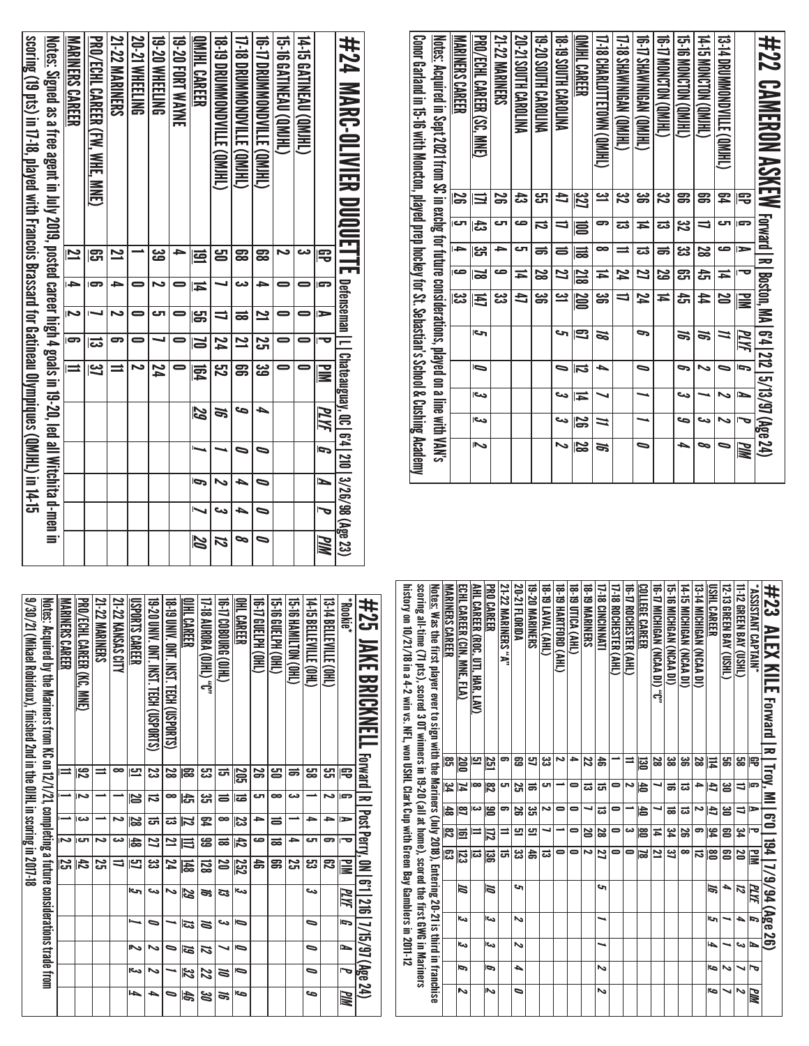# #22 CAMERON ASKEW

Forward | R | Boston, MA | 6'4 | 212 | 5/13/97 (Age 24)

| | GP | G | A | P | PIM | PLYF | G | A | P | PIM |
|---|---|---|---|---|---|---|---|---|---|---|
| 13-14 DRUMMONDVILLE (QMJHL) | 64 | 5 | 9 | 14 | 20 | 11 | 0 | 2 | 2 | 0 |
| 14-15 MONCTON (QMJHL) | 66 | 17 | 28 | 45 | 44 | 16 | 2 | 1 | 3 | 8 |
| 15-16 MONCTON (QMJHL) | 66 | 32 | 33 | 65 | 45 | 16 | 6 | 3 | 9 | 4 |
| 16-17 MONCTON (QMJHL) | 32 | 13 | 16 | 29 | 14 | | | | | |
| 16-17 SHAWINIGAN (QMJHL) | 36 | 14 | 13 | 27 | 24 | 6 | 0 | 1 | 1 | 0 |
| 17-18 SHAWINIGAN (QMJHL) | 32 | 13 | 11 | 24 | 17 | | | | | |
| 17-18 CHARLOTTETOWN (QMJHL) | 31 | 6 | 8 | 14 | 36 | 18 | 4 | 7 | 11 | 16 |
| QMJHL CAREER | 327 | 100 | 118 | 218 | 200 | 67 | 12 | 14 | 26 | 28 |
| 18-19 SOUTH CAROLINA | 47 | 17 | 10 | 27 | 31 | 5 | 0 | 3 | 3 | 2 |
| 19-20 SOUTH CAROLINA | 55 | 12 | 16 | 28 | 36 | | | | | |
| 20-21 SOUTH CAROLINA | 43 | 9 | 5 | 14 | 47 | | | | | |
| 21-22 MARINERS | 26 | 5 | 4 | 9 | 33 | | | | | |
| PRO/ECHL CAREER (SC, MNE) | 171 | 43 | 35 | 78 | 147 | 5 | 0 | 3 | 3 | 2 |
| MARINERS CAREER | 26 | 5 | 4 | 9 | 33 | | | | | |

Notes: Acquired in Sept 2021 from SC in exchg for future considerations, played on a line with VAN's Conor Garland in 15-16 with Moncton, played prep hockey for St. Sebastian's School & Cushing Academy

# #23 ALEX KILE

Forward | R | Troy, MI | 6'0 | 194 | 7/9/94 (Age 26)

*ASSISTANT CAPTAIN*

| | GP | G | A | P | PIM | PLYF | G | A | P | PIM |
|---|---|---|---|---|---|---|---|---|---|---|
| 11-12 GREEN BAY (USHL) | 58 | 17 | 17 | 34 | 20 | 12 | 4 | 3 | 7 | 2 |
| 12-13 GREEN BAY (USHL) | 56 | 30 | 30 | 60 | 60 | 4 | 1 | 1 | 2 | 7 |
| USHL CAREER | 114 | 47 | 47 | 94 | 80 | 16 | 5 | 4 | 9 | 9 |
| 13-14 MICHIGAN (NCAA DI) | 28 | 4 | 2 | 6 | 12 | | | | | |
| 14-15 MICHIGAN (NCAA DI) | 36 | 13 | 13 | 26 | 8 | | | | | |
| 15-16 MICHIGAN (NCAA DI) | 38 | 16 | 18 | 34 | 37 | | | | | |
| 16-17 MICHIGAN (NCAA DI) "C" | 28 | 7 | 7 | 14 | 21 | | | | | |
| COLLEGE CAREER | 130 | 40 | 40 | 80 | 78 | | | | | |
| 16-17 ROCHESTER (AHL) | 11 | 2 | 1 | 3 | 0 | | | | | |
| 17-18 ROCHESTER (AHL) | 1 | 0 | 0 | 0 | 0 | | | | | |
| 17-18 CINCINNATI | 46 | 15 | 13 | 28 | 27 | 5 | 1 | 1 | 2 | 2 |
| 18-19 MARINERS | 22 | 13 | 7 | 20 | 2 | | | | | |
| 18-19 UTICA (AHL) | 4 | 0 | 0 | 0 | 0 | | | | | |
| 18-19 HARTFORD (AHL) | 2 | 1 | 0 | 1 | 0 | | | | | |
| 18-19 LAVAL (AHL) | 33 | 5 | 2 | 7 | 13 | | | | | |
| 19-20 MARINERS | 57 | 16 | 35 | 51 | 46 | | | | | |
| 20-21 FLORIDA | 69 | 25 | 26 | 51 | 33 | 5 | 2 | 2 | 4 | 0 |
| 21-22 MARINERS "A" | 6 | 5 | 6 | 11 | 15 | | | | | |
| PRO CAREER | 251 | 82 | 90 | 172 | 136 | 10 | 3 | 3 | 6 | 2 |
| AHL CAREER (ROC, UTI, HAR, LAV) | 51 | 8 | 3 | 11 | 13 | | | | | |
| ECHL CAREER (CIN, MNE, FLA) | 200 | 74 | 87 | 161 | 123 | 10 | 3 | 3 | 6 | 2 |
| MARINERS CAREER | 85 | 34 | 48 | 82 | 63 | | | | | |

Notes: Was the first player ever to sign with the Mariners (July 2018). Entering 20-21 is third in franchise scoring all-time (71 pts), scored 3 OT winners in 19-20 (all at home), scored the first GWG in Mariners history on 10/21/18 in a 4-2 win vs. NFL, won USHL Clark Cup with Green Bay Gamblers in 2011-12

# #24 MARC-OLIVIER DUQUETTE

Defenseman | L | Chateauguay, QC | 6'4 | 210 | 3/26/98 (Age 23)

| | GP | G | A | P | PIM | PLYF | G | A | P | PIM |
|---|---|---|---|---|---|---|---|---|---|---|
| 14-15 GATINEAU (QMJHL) | 3 | 0 | 0 | 0 | 0 | | | | | |
| 15-16 GATINEAU (QMJHL) | 2 | 0 | 0 | 0 | 0 | | | | | |
| 16-17 DRUMMONDVILLE (QMJHL) | 68 | 4 | 21 | 25 | 39 | 4 | 0 | 0 | 0 | 0 |
| 17-18 DRUMMONDVILLE (QMJHL) | 68 | 3 | 18 | 21 | 66 | 9 | 0 | 4 | 4 | 8 |
| 18-19 DRUMMONDVILLE (QMJHL) | 50 | 7 | 17 | 24 | 52 | 16 | 1 | 2 | 3 | 12 |
| QMJHL CAREER | 191 | 14 | 56 | 70 | 164 | 29 | 1 | 6 | 7 | 20 |
| 19-20 FORT WAYNE | 4 | 0 | 0 | 0 | 0 | | | | | |
| 19-20 WHEELING | 39 | 2 | 5 | 7 | 24 | | | | | |
| 20-21 WHEELING | 1 | 0 | 0 | 0 | 2 | | | | | |
| 21-22 MARINERS | 21 | 4 | 2 | 6 | 11 | | | | | |
| PRO/ECHL CAREER (FW, WHE, MNE) | 65 | 6 | 7 | 13 | 37 | | | | | |
| MARINERS CAREER | 21 | 4 | 2 | 6 | 11 | | | | | |

Notes: Signed as a free agent in July 2019, posted career high 4 goals in 19-20, led all Witchita d-men in scoring (19 pts) in 17-18, played with Francois Brassard for Gatineau Olympiques (QMJHL) in 14-15

# #25 JAKE BRICKNELL

Forward | R | Post Perry, ON | 6'1 | 216 | 7/15/97 (Age 24)

*Rookie*

| | GP | G | A | P | PIM | PLYF | G | A | P | PIM |
|---|---|---|---|---|---|---|---|---|---|---|
| 13-14 BELLEVILLE (OHL) | 55 | 2 | 4 | 6 | 62 | | | | | |
| 14-15 BELLEVILLE (OHL) | 58 | 1 | 4 | 5 | 53 | 3 | 0 | 0 | 0 | 9 |
| 15-16 HAMILTON (OHL) | 16 | 3 | 1 | 4 | 25 | | | | | |
| 15-16 GUELPH (OHL) | 50 | 8 | 10 | 18 | 66 | | | | | |
| 16-17 GUELPH (OHL) | 26 | 5 | 4 | 9 | 46 | | | | | |
| OHL CAREER | 205 | 19 | 23 | 42 | 252 | 3 | 0 | 0 | 0 | 9 |
| 16-17 COBOURG (OJHL) | 15 | 10 | 8 | 18 | 20 | 13 | 3 | 7 | 10 | 16 |
| 17-18 AURORA (OJHL) "C" | 53 | 35 | 64 | 99 | 128 | 16 | 10 | 12 | 22 | 30 |
| OJHL CAREER | 68 | 45 | 72 | 117 | 148 | 29 | 13 | 19 | 32 | 46 |
| 18-19 UNIV. ONT. INST. TECH (USPORTS) | 28 | 8 | 13 | 21 | 24 | 2 | 1 | 0 | 1 | 0 |
| 19-20 UNIV. ONT. INST. TECH (USPORTS) | 23 | 12 | 15 | 27 | 33 | 3 | 0 | 2 | 2 | 4 |
| USPORTS CAREER | 51 | 20 | 28 | 48 | 57 | 5 | 1 | 2 | 3 | 4 |
| 21-22 KANSAS CITY | 8 | 1 | 2 | 3 | 17 | | | | | |
| 21-22 MARINERS | 11 | 1 | 1 | 2 | 25 | | | | | |
| PRO/ECHL CAREER (KC, MNE) | 19 | 2 | 3 | 5 | 42 | | | | | |
| MARINERS CAREER | 11 | 1 | 1 | 2 | 25 | | | | | |

Notes: Acquired by the Mariners from KC on 12/1/21, completing a future considerations trade from 9/30/21 (Mikael Robidoux), finished 2nd in the OJHL in scoring in 2017-18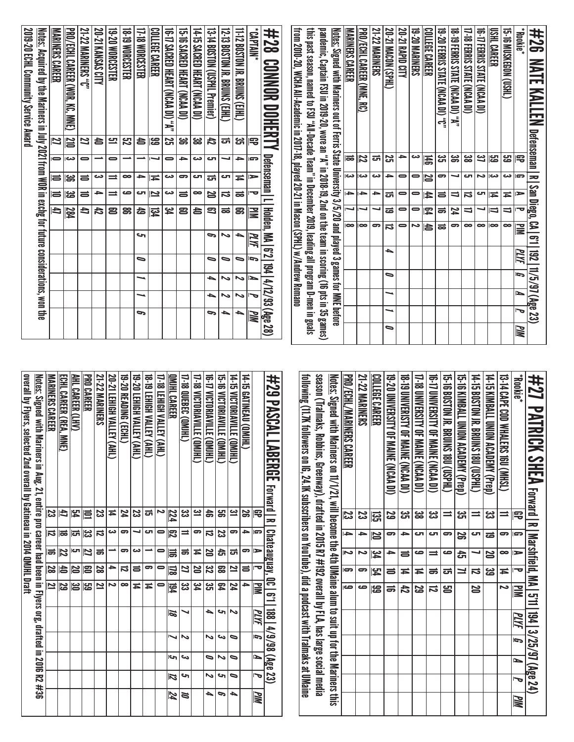## #26 NATE KALLEN
Defenseman | R | San Diego, CA | 6'1 | 192 | 11/5/97 (Age 23)

| *Rookie* | GP | G | A | P | PIM | PLYF | G | A | P | PIM |
|---|---|---|---|---|---|---|---|---|---|---|
| 15-16 MUSKEGON (USHL) | 59 | 3 | 14 | 17 | 8 | | | | | |
| USHL CAREER | 59 | 3 | 14 | 17 | 8 | | | | | |
| 16-17 FERRIS STATE (NCAA DI) | 37 | 2 | 5 | 7 | 8 | | | | | |
| 17-18 FERRIS STATE (NCAA DI) | 38 | 5 | 12 | 17 | 8 | | | | | |
| 18-19 FERRIS STATE (NCAA DI) "A" | 36 | 7 | 17 | 24 | 6 | | | | | |
| 19-20 FERRIS STATE (NCAA DI) "C" | 35 | 6 | 10 | 16 | 18 | | | | | |
| COLLEGE CAREER | 146 | 20 | 44 | 64 | 40 | | | | | |
| 19-20 MARINERS | 3 | 0 | 0 | 0 | 2 | | | | | |
| 20-21 RAPID CITY | 4 | 0 | 0 | 0 | 0 | | | | | |
| 20-21 MACON (SPHL) | 25 | 4 | 15 | 19 | 12 | 4 | 0 | 1 | 1 | 0 |
| 21-22 MARINERS | 15 | 3 | 4 | 7 | 6 | | | | | |
| PRO/ECHL CAREER (MNE, RC) | 22 | 3 | 4 | 7 | 8 | | | | | |
| MARINERS CAREER | 18 | 3 | 4 | 7 | 8 | | | | | |

Notes: Signed with Mariners out of Ferris State University 3/5/20 and played 3 games for MNE before pandemic, Captain FSU in 2019-20, wore an "A" in 2018-19, 2nd on the team in scoring (16 pts in 35 games) this past season, named to FSU "All-Decade Team" in December 2019, leading all program D-men in goals from 2010-20, WCHA All-Academic in 2017-18, played 20-21 in Macon (SPHL) w/Andrew Romano

## #27 PATRICK SHEA
Forward | R | Marshfield, MA | 5'11 | 194 | 3/25/97 (Age 24)

| *Rookie* | GP | G | A | P | PIM | PLYF | G | A | P | PIM |
|---|---|---|---|---|---|---|---|---|---|---|
| 13-14 CAPE COD WHALERS 16U (MHSL) | 11 | 6 | 8 | 14 | 2 | | | | | |
| 14-15 KIMBALL UNION ACADEMY (Prep) | 33 | 19 | 20 | 39 | | | | | | |
| 14-15 BOSTON JR. BRUINS 18U (USPHL) | 11 | 5 | 7 | 12 | 20 | | | | | |
| 15-16 KIMBALL UNION ACADEMY (Prep) | 35 | 26 | 45 | 71 | | | | | | |
| 15-16 BOSTON JR. BRUINS 18U (USPHL) | 11 | 6 | 9 | 15 | 50 | | | | | |
| 16-17 UNIVERSITY OF MAINE (NCAA DI) | 33 | 5 | 11 | 16 | 12 | | | | | |
| 17-18 UNIVERSITY OF MAINE (NCAA DI) | 38 | 5 | 9 | 14 | 29 | | | | | |
| 18-19 UNIVERISTY OF MAINE (NCAA DI) | 35 | 4 | 10 | 14 | 42 | | | | | |
| 19-20 UNIVERSITY OF MAINE (NCAA DI) | 29 | 6 | 4 | 10 | 16 | | | | | |
| COLLEGE CAREER | 135 | 20 | 34 | 54 | 99 | | | | | |
| 21-22 MARINERS | 23 | 4 | 2 | 6 | 9 | | | | | |
| PRO/ECHL/MARINERS CAREER | 23 | 4 | 2 | 6 | 9 | | | | | |

Notes: Signed with Mariners on 11/1/21, will become the 4th UMaine alum to suit up for the Mariners this season (Tralmaks, Robbins, Greenway), drafted in 2015 R7 #192 overall by FLA, has large social media following (11.7K followers on IG, 24.1K subscribers on YouTube), did a podcast with Tralmaks at UMaine

## #28 CONNOR DOHERTY
Defenseman | L | Holden, MA | 6'2 | 194 | 4/12/93 (Age 28)

| *CAPTAIN* | GP | G | A | P | PIM | PLYF | G | A | P | PIM |
|---|---|---|---|---|---|---|---|---|---|---|
| 11-12 BOSTON JR. BRUINS (EJHL) | 35 | 4 | 14 | 18 | 66 | 4 | 0 | 2 | 2 | 4 |
| 12-13 BOSTON JR. BRUINS (EJHL) | 15 | 7 | 5 | 12 | 18 | 2 | 0 | 2 | 2 | 4 |
| 13-14 BOSTON (USPHL Premier) | 42 | 5 | 15 | 20 | 67 | 6 | 0 | 4 | 4 | 6 |
| 14-15 SACRED HEART (NCAA DI) | 38 | 3 | 5 | 8 | 40 | | | | | |
| 15-16 SACRED HEART (NCAA DI) | 36 | 4 | 6 | 10 | 60 | | | | | |
| 16-17 SACRED HEART (NCAA DI) "A" | 25 | 0 | 3 | 3 | 34 | | | | | |
| COLLEGE CAREER | 99 | 7 | 14 | 21 | 134 | | | | | |
| 17-18 WORCESTER | 40 | 1 | 4 | 5 | 49 | 5 | 0 | 1 | 1 | 6 |
| 18-19 WORCESTER | 52 | 1 | 8 | 9 | 96 | | | | | |
| 19-20 WORCESTER | 51 | 0 | 11 | 11 | 69 | | | | | |
| 20-21 KANSAS CITY | 40 | 1 | 3 | 4 | 42 | | | | | |
| 21-22 MARINERS "C" | 27 | 0 | 10 | 10 | 47 | | | | | |
| PRO/ECHL CAREER (WOR, KC, MNE) | 210 | 3 | 36 | 39 | 284 | | | | | |
| MARINERS CAREER | 27 | 0 | 10 | 10 | 47 | | | | | |

Notes: Acquired by the Mariners in July 2021 from WOR in exchg for future considerations, won the 2019-20 ECHL Community Service Award

## #29 PASCAL LABERGE
Forward | R | Chateauguay, QC | 6'1 | 188 | 4/9/98 (Age 23)

| | GP | G | A | P | PIM | PLYF | G | A | P | PIM |
|---|---|---|---|---|---|---|---|---|---|---|
| 14-15 GATINEAU (QMJHL) | 26 | 4 | 6 | 10 | 4 | | | | | |
| 14-15 VICTORIAVILLE (QMJHL) | 31 | 6 | 15 | 21 | 24 | 2 | 0 | 0 | 0 | 4 |
| 15-16 VICTORIAVILLE (QMJHL) | 56 | 23 | 45 | 68 | 64 | 5 | 3 | 2 | 5 | 6 |
| 16-17 VICTORIAVILLE (QMJHL) | 46 | 12 | 20 | 32 | 35 | 4 | 2 | 0 | 2 | 4 |
| 17-18 VICTORIAVILLE (QMJHL) | 31 | 6 | 14 | 20 | 34 | | | | | |
| 17-18 QUEBEC (QMJHL) | 33 | 11 | 16 | 27 | 33 | 7 | 2 | 3 | 5 | 10 |
| QMJHL CAREER | 224 | 62 | 116 | 178 | 194 | 18 | 7 | 5 | 12 | 24 |
| 17-18 LEHIGH VALLEY (AHL) | 2 | 0 | 0 | 0 | 0 | | | | | |
| 18-19 LEHIGH VALLEY (AHL) | 15 | 5 | 1 | 6 | 14 | | | | | |
| 19-20 LEHIGH VALLEY (AHL) | 23 | 7 | 3 | 10 | 14 | | | | | |
| 19-20 READING (ECHL) | 24 | 6 | 6 | 12 | 8 | | | | | |
| 20-21 LEHIGH VALLEY (AHL) | 14 | 3 | 1 | 4 | 2 | | | | | |
| 21-22 MARINERS | 23 | 12 | 16 | 28 | 21 | | | | | |
| PRO CAREER | 101 | 33 | 27 | 60 | 59 | | | | | |
| AHL CAREER (LHV) | 54 | 15 | 5 | 20 | 30 | | | | | |
| ECHL CAREER (REA, MNE) | 47 | 18 | 22 | 40 | 29 | | | | | |
| MARINERS CAREER | 23 | 12 | 16 | 28 | 21 | | | | | |

Notes: Signed with Mariners in Aug. 21, entire pro career had been in Flyers org, drafted in 2016 R2 #36 overall by Flyers, selected 2nd overall by Gatineau in 2014 QMJHL Draft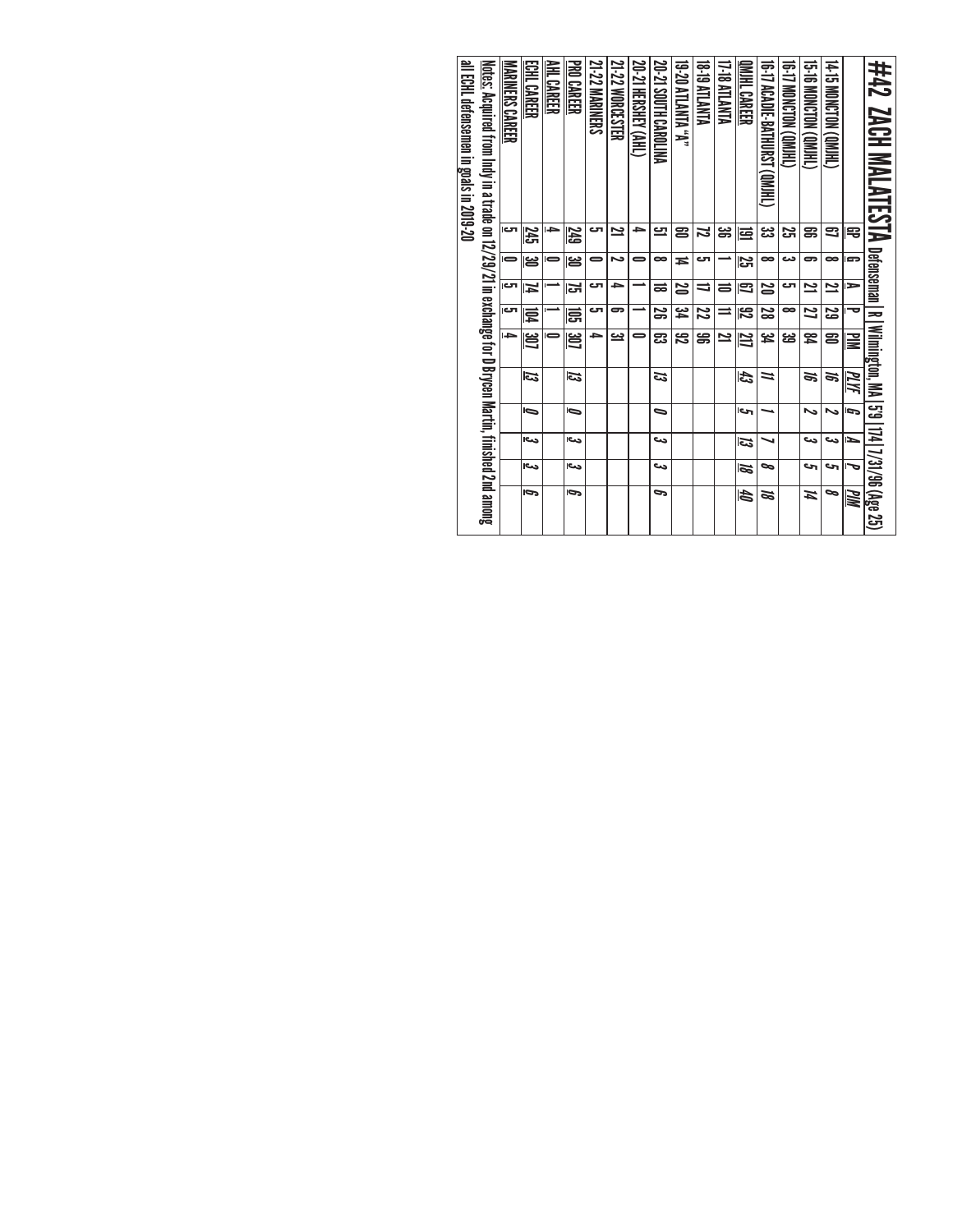# #42 ZACH MALATESTA

Defenseman | R | Wilmington, MA | 5'9 | 174 | 7/31/96 (Age 25)

| | GP | G | A | P | PIM | *PLYF* | *G* | *A* | *P* | *PIM* |
|---|---|---|---|---|---|---|---|---|---|---|
| 14-15 MONCTON (QMJHL) | 67 | 8 | 21 | 29 | 60 | *16* | *2* | *3* | *5* | *8* |
| 15-16 MONCTON (QMJHL) | 66 | 6 | 21 | 27 | 84 | *16* | *2* | *3* | *5* | *14* |
| 16-17 MONCTON (QMJHL) | 25 | 3 | 5 | 8 | 39 | | | | | |
| 16-17 ACADIE-BATHURST (QMJHL) | 33 | 8 | 20 | 28 | 34 | *11* | *1* | *7* | *8* | *18* |
| QMJHL CAREER | 191 | 25 | 67 | 92 | 217 | *43* | *5* | *13* | *18* | *40* |
| 17-18 ATLANTA | 36 | 1 | 10 | 11 | 21 | | | | | |
| 18-19 ATLANTA | 72 | 5 | 17 | 22 | 96 | | | | | |
| 19-20 ATLANTA "A" | 60 | 14 | 20 | 34 | 92 | | | | | |
| 20-21 SOUTH CAROLINA | 51 | 8 | 18 | 26 | 63 | *13* | *0* | *3* | *3* | *6* |
| 20-21 HERSHEY (AHL) | 4 | 0 | 1 | 1 | 0 | | | | | |
| 21-22 WORCESTER | 21 | 2 | 4 | 6 | 31 | | | | | |
| 21-22 MARINERS | 5 | 0 | 5 | 5 | 4 | | | | | |
| PRO CAREER | 249 | 30 | 75 | 105 | 307 | *13* | *0* | *3* | *3* | *6* |
| AHL CAREER | 4 | 0 | 1 | 1 | 0 | | | | | |
| ECHL CAREER | 245 | 30 | 74 | 104 | 307 | *13* | *0* | *3* | *3* | *6* |
| MARINERS CAREER | 5 | 0 | 5 | 5 | 4 | | | | | |

Notes: Acquired from Indy in a trade on 12/29/21 in exchange for D Brycen Martin, finished 2nd among all ECHL defensemen in goals in 2019-20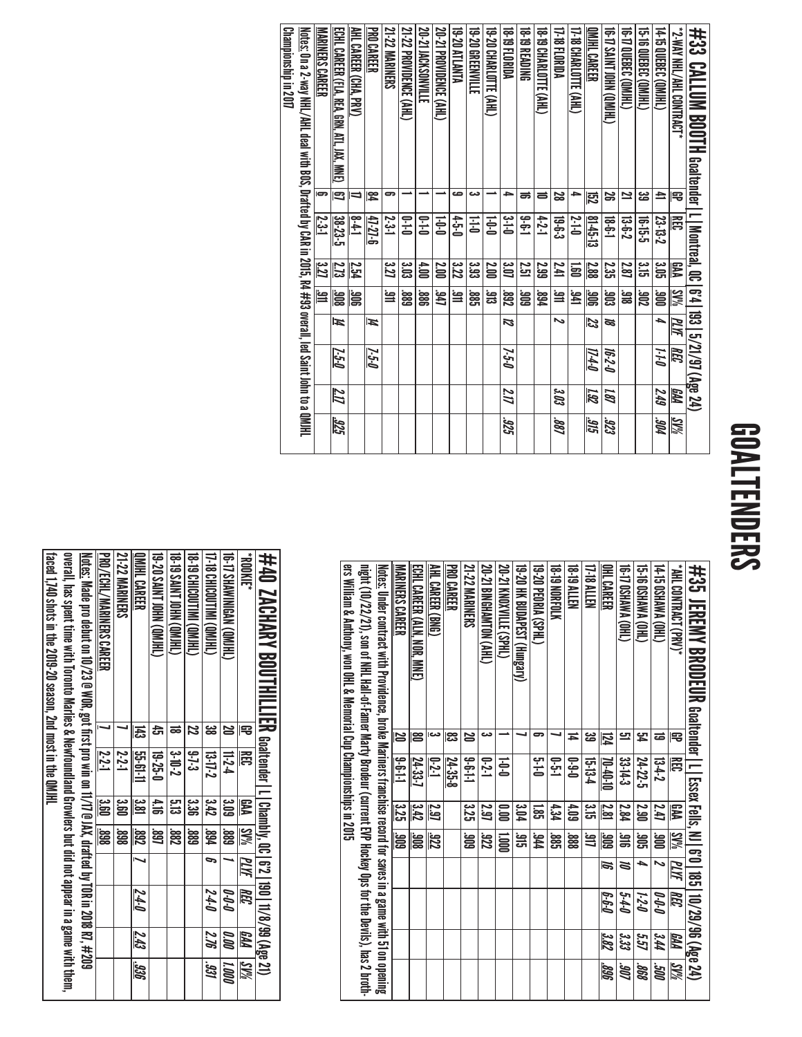# GOALTENDERS

## #33 CALLUM BOOTH Goaltender | L | Montreal, QC | 6'4 | 193 | 5/21/97 (Age 24)

| *2-WAY NHL/AHL CONTRACT* | GP | REC | GAA | SV% | PLYF | REC | GAA | SV% |
|---|---|---|---|---|---|---|---|---|
| 14-15 QUEBEC (QMJHL) | 41 | 23-13-2 | 3.05 | .900 | 4 | 1-1-0 | 2.49 | .904 |
| 15-16 QUEBEC (QMJHL) | 39 | 16-15-5 | 3.15 | .902 | | | | |
| 16-17 QUEBEC (QMJHL) | 21 | 13-6-2 | 2.87 | .918 | | | | |
| 16-17 SAINT JOHN (QMJHL) | 26 | 18-6-1 | 2.35 | .903 | 18 | 16-2-0 | 1.97 | .923 |
| QMJHL CAREER | 152 | 81-45-13 | 2.88 | .906 | 23 | 17-4-0 | 1.92 | .915 |
| 17-18 CHARLOTTE (AHL) | 4 | 2-1-0 | 1.60 | .941 | | | | |
| 17-18 FLORIDA | 28 | 19-6-3 | 2.41 | .911 | 2 | | 3.03 | .887 |
| 18-19 CHARLOTTE (AHL) | 10 | 4-2-1 | 2.99 | .894 | | | | |
| 18-19 READING | 16 | 9-6-1 | 2.51 | .909 | | | | |
| 18-19 FLORIDA | 4 | 3-1-0 | 3.07 | .892 | 12 | 7-5-0 | 2.17 | .925 |
| 19-20 CHARLOTTE (AHL) | 1 | 1-0-0 | 2.00 | .913 | | | | |
| 19-20 GREENVILLE | 3 | 1-1-0 | 3.93 | .885 | | | | |
| 19-20 ATLANTA | 9 | 4-5-0 | 3.22 | .911 | | | | |
| 20-21 PROVIDENCE (AHL) | 1 | 1-0-0 | 2.00 | .947 | | | | |
| 20-21 JACKSONVILLE | 1 | 0-1-0 | 4.00 | .886 | | | | |
| 21-22 PROVIDENCE (AHL) | 1 | 0-1-0 | 3.03 | .889 | | | | |
| 21-22 MARINERS | 6 | 2-3-1 | 3.27 | .911 | | | | |
| PRO CAREER | 84 | 47-27-6 | | | 14 | 7-5-0 | | |
| AHL CAREER (CHA, PRV) | 17 | 8-4-1 | 2.54 | .906 | | | | |
| ECHL CAREER (FLA, REA, GRN, ATL, JAX, MNE) | 67 | 39-23-5 | 2.73 | .908 | 14 | 7-5-0 | 2.17 | .925 |
| MARINERS CAREER | 6 | 2-3-1 | 3.27 | .911 | | | | |

Notes: On a 2-way NHL/AHL deal with BOS, Drafted by CAR in 2015, R4 #93 overall, led Saint John to a QMJHL Championship in 2017

## #35 JEREMY BRODEUR Goaltender | L | Essex Fells, NJ | 6'0 | 185 | 10/29/96 (Age 24)

| *AHL CONTRACT (PRV)* | GP | REC | GAA | SV% | PLYF | REC | GAA | SV% |
|---|---|---|---|---|---|---|---|---|
| 14-15 OSHAWA (OHL) | 19 | 13-4-2 | 2.47 | .900 | 2 | 0-0-0 | 3.44 | .500 |
| 15-16 OSHAWA (OHL) | 54 | 24-22-5 | 2.90 | .905 | 4 | 1-2-0 | 5.57 | .868 |
| 16-17 OSHAWA (OHL) | 51 | 33-14-3 | 2.84 | .916 | 10 | 5-4-0 | 3.33 | .907 |
| OHL CAREER | 124 | 70-40-10 | 2.81 | .909 | 16 | 6-6-0 | 3.82 | .896 |
| 17-18 ALLEN | 39 | 15-13-4 | 3.15 | .917 | | | | |
| 18-19 ALLEN | 14 | 0-9-0 | 4.09 | .888 | | | | |
| 18-19 NORFOLK | 6 | 0-5-1 | 4.34 | .885 | | | | |
| 19-20 PEORIA (SPHL) | 6 | 5-1-0 | 1.85 | .944 | | | | |
| 19-20 HK BUDAPEST (Hungary) | 7 | | 3.04 | .915 | | | | |
| 20-21 KNOXVILLE (SPHL) | 1 | 1-0-0 | 0.00 | 1.000 | | | | |
| 20-21 BINGHAMTON (AHL) | 3 | 0-2-1 | 2.97 | .922 | | | | |
| 21-22 MARINERS | 20 | 9-6-1-1 | 3.25 | .909 | | | | |
| PRO CAREER | 83 | 24-35-8 | | | | | | |
| AHL CAREER (BNG) | 3 | 0-2-1 | 2.97 | .922 | | | | |
| ECHL CAREER (ALN, NOR, MNE) | 80 | 24-33-7 | 3.42 | .908 | | | | |
| MARINERS CAREER | 20 | 9-6-1-1 | 3.25 | .909 | | | | |

Notes: Under contract with Providence, broke Mariners franchise record for saves in a game with 51 on opening night (10/22/21), son of NHL Hall-of-Famer Marty Brodeur (current EVP Hockey Ops for the Devils), has 2 brothers William & Anthony, won OHL & Memorial Cup Championships in 2015

## #40 ZACHARY BOUTHILLIER Goaltender | L | Chambly, QC | 6'2 | 190 | 11/8/99 (Age 21)

| *ROOKIE* | GP | REC | GAA | SV% | PLYF | REC | GAA | SV% |
|---|---|---|---|---|---|---|---|---|
| 16-17 SHAWINIGAN (QMJHL) | 20 | 11-2-4 | 3.09 | .889 | 1 | 0-0-0 | 0.00 | 1.000 |
| 17-18 CHICOUTIMI (QMJHL) | 38 | 13-17-2 | 3.42 | .894 | 6 | 2-4-0 | 2.76 | .931 |
| 18-19 CHICOUTIMI (QMJHL) | 22 | 9-7-3 | 3.36 | .889 | | | | |
| 18-19 SAINT JOHN (QMJHL) | 18 | 3-10-2 | 5.13 | .882 | | | | |
| 19-20 SAINT JOHN (QMJHL) | 45 | 19-25-0 | 4.16 | .897 | | | | |
| QMJHL CAREER | 143 | 55-61-11 | 3.81 | .892 | 7 | 2-4-0 | 2.43 | .936 |
| 21-22 MARINERS | 7 | 2-2-1 | 3.60 | .898 | | | | |
| PRO/ECHL/MARINERS CAREER | 7 | 2-2-1 | 3.60 | .898 | | | | |

Notes: Made pro debut on 10/23 @ WOR, got first pro win on 11/17 @ JAX, drafted by TOR in 2018 R7, #209 overall, has spent time with Toronto Marlies & Newfoundland Growlers but did not appear in a game with them, faced 1,740 shots in the 2019-20 season, 2nd most in the QMJHL